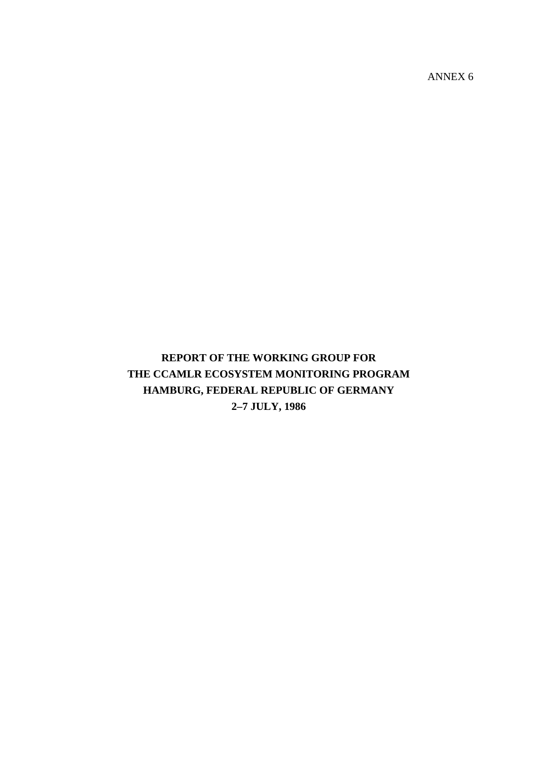ANNEX 6

# REPORT OF THE WORKING GROUP FOR THE CCAMLR ECOSYSTEM MONITORING PROGRAM HAMBURG, FEDERAL REPUBLIC OF GERMANY 2–7 JULY, 1986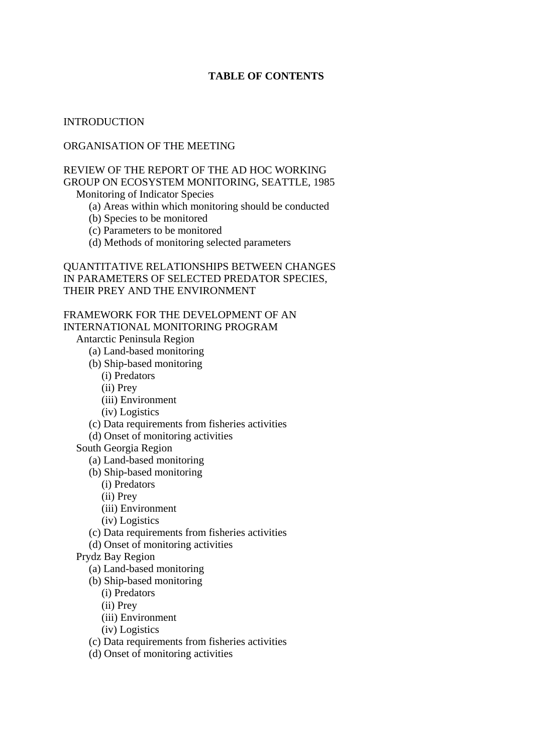# TABLE OF CONTENTS

INTRODUCTION

ORGANISATION OF THE MEETING

REVIEW OF THE REPORT OF THE AD HOC WORKING GROUP ON ECOSYSTEM MONITORING, SEATTLE, 1985
- Monitoring of Indicator Species
  - (a) Areas within which monitoring should be conducted
  - (b) Species to be monitored
  - (c) Parameters to be monitored
  - (d) Methods of monitoring selected parameters

QUANTITATIVE RELATIONSHIPS BETWEEN CHANGES IN PARAMETERS OF SELECTED PREDATOR SPECIES, THEIR PREY AND THE ENVIRONMENT

FRAMEWORK FOR THE DEVELOPMENT OF AN INTERNATIONAL MONITORING PROGRAM
- Antarctic Peninsula Region
  - (a) Land-based monitoring
  - (b) Ship-based monitoring
    - (i) Predators
    - (ii) Prey
    - (iii) Environment
    - (iv) Logistics
  - (c) Data requirements from fisheries activities
  - (d) Onset of monitoring activities
- South Georgia Region
  - (a) Land-based monitoring
  - (b) Ship-based monitoring
    - (i) Predators
    - (ii) Prey
    - (iii) Environment
    - (iv) Logistics
  - (c) Data requirements from fisheries activities
  - (d) Onset of monitoring activities
- Prydz Bay Region
  - (a) Land-based monitoring
  - (b) Ship-based monitoring
    - (i) Predators
    - (ii) Prey
    - (iii) Environment
    - (iv) Logistics
  - (c) Data requirements from fisheries activities
  - (d) Onset of monitoring activities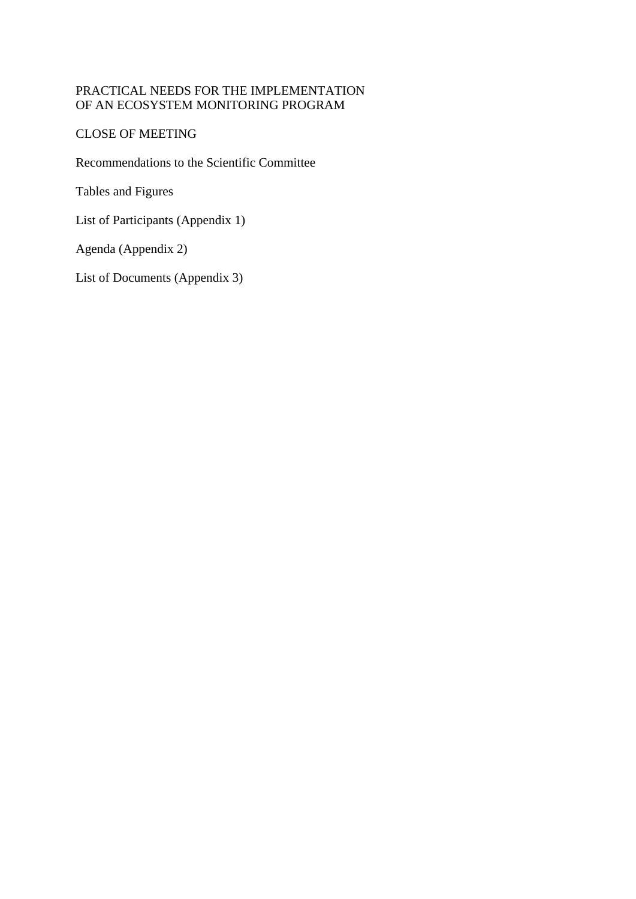PRACTICAL NEEDS FOR THE IMPLEMENTATION
OF AN ECOSYSTEM MONITORING PROGRAM

CLOSE OF MEETING

Recommendations to the Scientific Committee

Tables and Figures

List of Participants (Appendix 1)

Agenda (Appendix 2)

List of Documents (Appendix 3)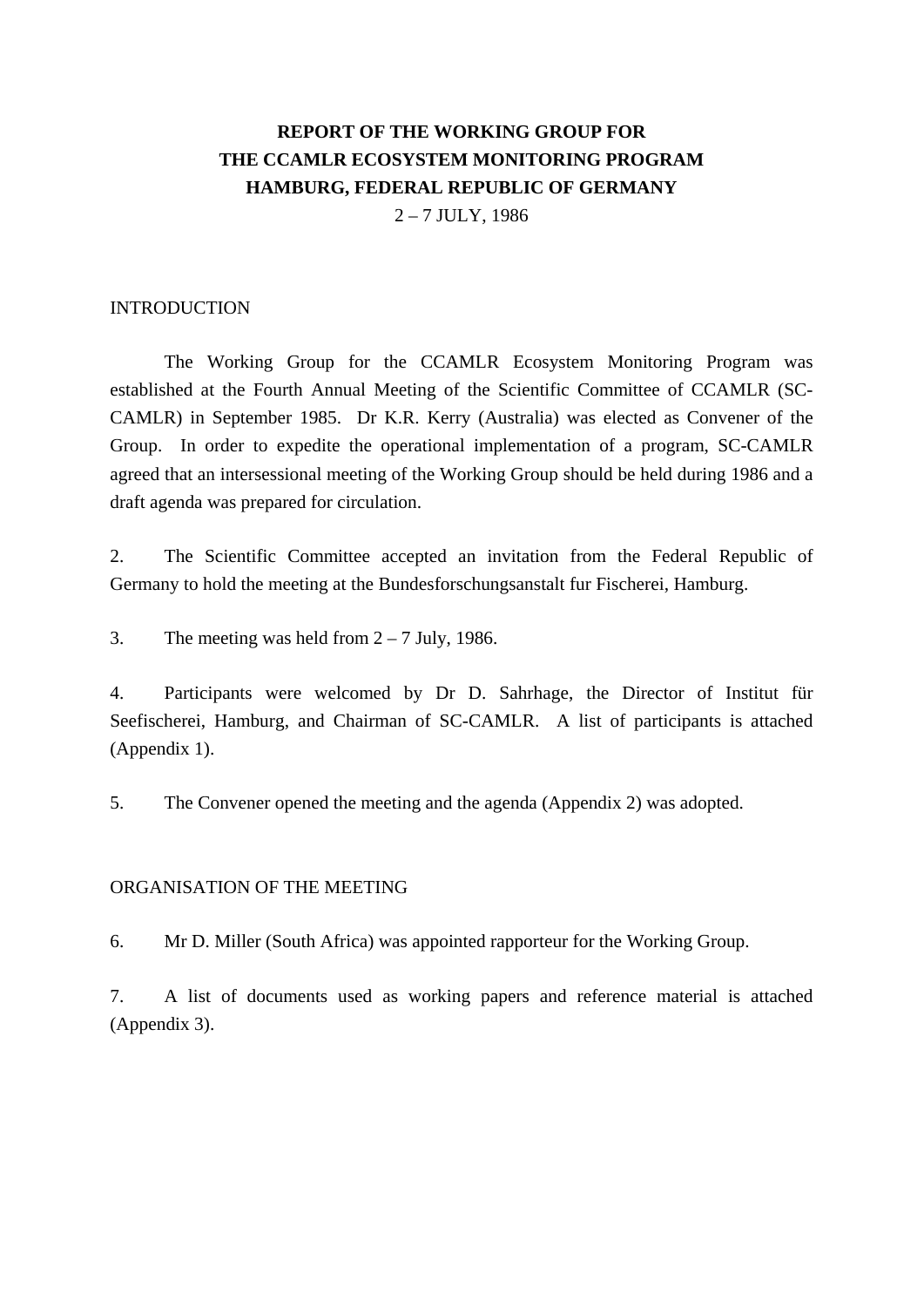# REPORT OF THE WORKING GROUP FOR THE CCAMLR ECOSYSTEM MONITORING PROGRAM HAMBURG, FEDERAL REPUBLIC OF GERMANY

2 – 7 JULY, 1986

## INTRODUCTION

The Working Group for the CCAMLR Ecosystem Monitoring Program was established at the Fourth Annual Meeting of the Scientific Committee of CCAMLR (SC-CAMLR) in September 1985. Dr K.R. Kerry (Australia) was elected as Convener of the Group. In order to expedite the operational implementation of a program, SC-CAMLR agreed that an intersessional meeting of the Working Group should be held during 1986 and a draft agenda was prepared for circulation.

2. The Scientific Committee accepted an invitation from the Federal Republic of Germany to hold the meeting at the Bundesforschungsanstalt fur Fischerei, Hamburg.

3. The meeting was held from 2 – 7 July, 1986.

4. Participants were welcomed by Dr D. Sahrhage, the Director of Institut für Seefischerei, Hamburg, and Chairman of SC-CAMLR. A list of participants is attached (Appendix 1).

5. The Convener opened the meeting and the agenda (Appendix 2) was adopted.

## ORGANISATION OF THE MEETING

6. Mr D. Miller (South Africa) was appointed rapporteur for the Working Group.

7. A list of documents used as working papers and reference material is attached (Appendix 3).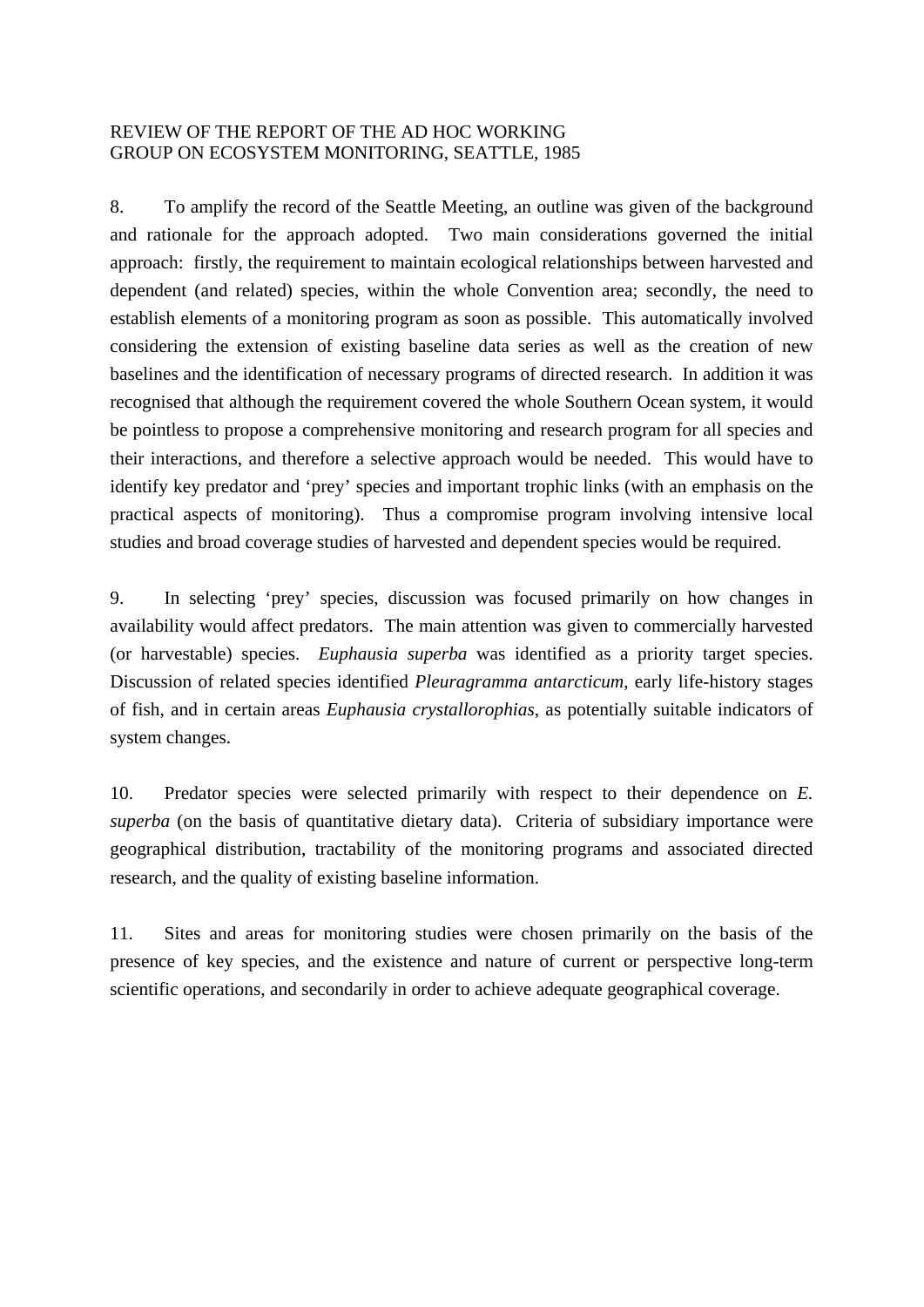## REVIEW OF THE REPORT OF THE AD HOC WORKING GROUP ON ECOSYSTEM MONITORING, SEATTLE, 1985

8. To amplify the record of the Seattle Meeting, an outline was given of the background and rationale for the approach adopted. Two main considerations governed the initial approach: firstly, the requirement to maintain ecological relationships between harvested and dependent (and related) species, within the whole Convention area; secondly, the need to establish elements of a monitoring program as soon as possible. This automatically involved considering the extension of existing baseline data series as well as the creation of new baselines and the identification of necessary programs of directed research. In addition it was recognised that although the requirement covered the whole Southern Ocean system, it would be pointless to propose a comprehensive monitoring and research program for all species and their interactions, and therefore a selective approach would be needed. This would have to identify key predator and 'prey' species and important trophic links (with an emphasis on the practical aspects of monitoring). Thus a compromise program involving intensive local studies and broad coverage studies of harvested and dependent species would be required.

9. In selecting 'prey' species, discussion was focused primarily on how changes in availability would affect predators. The main attention was given to commercially harvested (or harvestable) species. *Euphausia superba* was identified as a priority target species. Discussion of related species identified *Pleuragramma antarcticum*, early life-history stages of fish, and in certain areas *Euphausia crystallorophias*, as potentially suitable indicators of system changes.

10. Predator species were selected primarily with respect to their dependence on *E. superba* (on the basis of quantitative dietary data). Criteria of subsidiary importance were geographical distribution, tractability of the monitoring programs and associated directed research, and the quality of existing baseline information.

11. Sites and areas for monitoring studies were chosen primarily on the basis of the presence of key species, and the existence and nature of current or perspective long-term scientific operations, and secondarily in order to achieve adequate geographical coverage.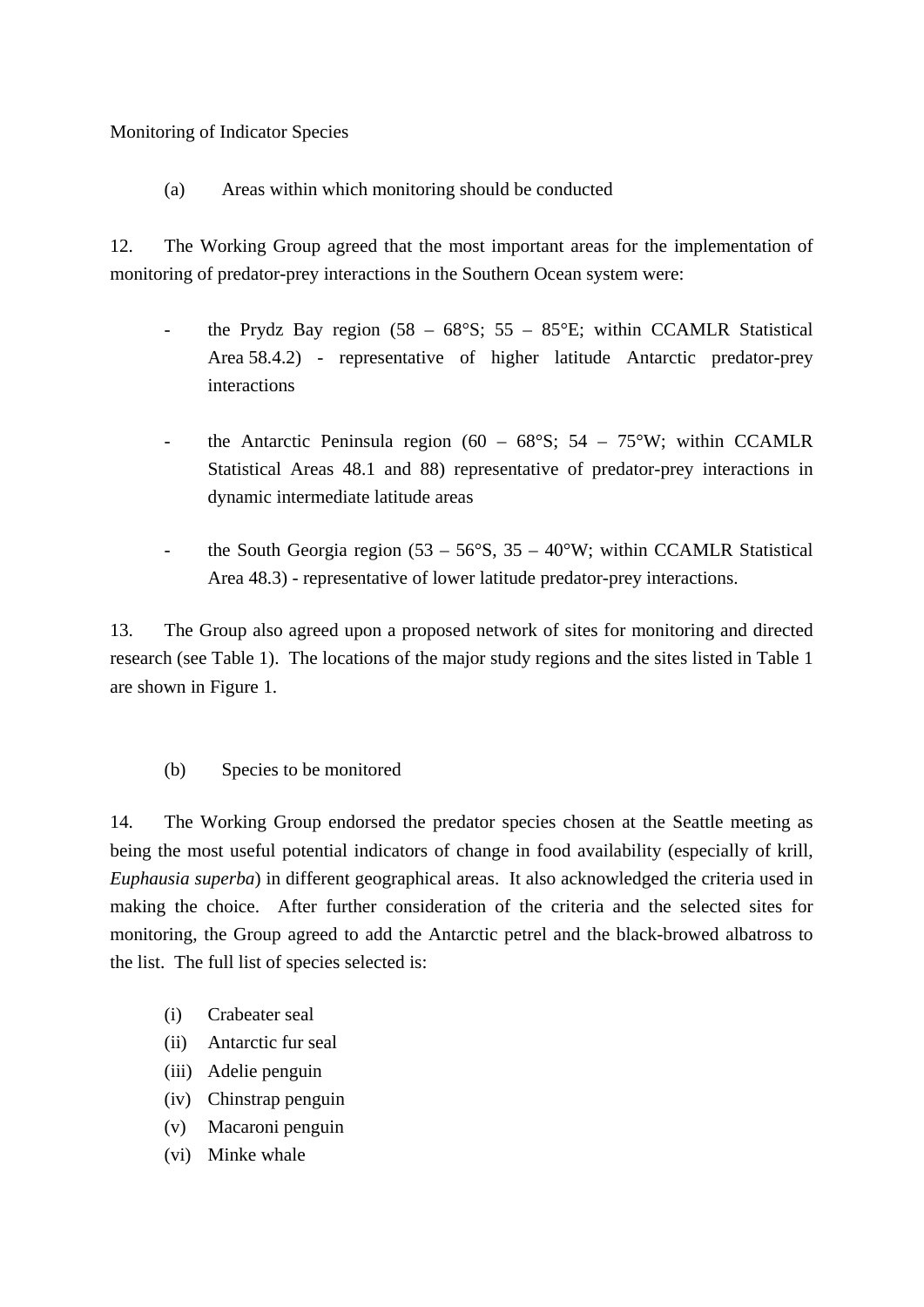Monitoring of Indicator Species

(a) Areas within which monitoring should be conducted

12. The Working Group agreed that the most important areas for the implementation of monitoring of predator-prey interactions in the Southern Ocean system were:

- the Prydz Bay region (58 – 68°S; 55 – 85°E; within CCAMLR Statistical Area 58.4.2) - representative of higher latitude Antarctic predator-prey interactions

- the Antarctic Peninsula region (60 – 68°S; 54 – 75°W; within CCAMLR Statistical Areas 48.1 and 88) representative of predator-prey interactions in dynamic intermediate latitude areas

- the South Georgia region (53 – 56°S, 35 – 40°W; within CCAMLR Statistical Area 48.3) - representative of lower latitude predator-prey interactions.

13. The Group also agreed upon a proposed network of sites for monitoring and directed research (see Table 1). The locations of the major study regions and the sites listed in Table 1 are shown in Figure 1.

(b) Species to be monitored

14. The Working Group endorsed the predator species chosen at the Seattle meeting as being the most useful potential indicators of change in food availability (especially of krill, *Euphausia superba*) in different geographical areas. It also acknowledged the criteria used in making the choice. After further consideration of the criteria and the selected sites for monitoring, the Group agreed to add the Antarctic petrel and the black-browed albatross to the list. The full list of species selected is:

(i) Crabeater seal
(ii) Antarctic fur seal
(iii) Adelie penguin
(iv) Chinstrap penguin
(v) Macaroni penguin
(vi) Minke whale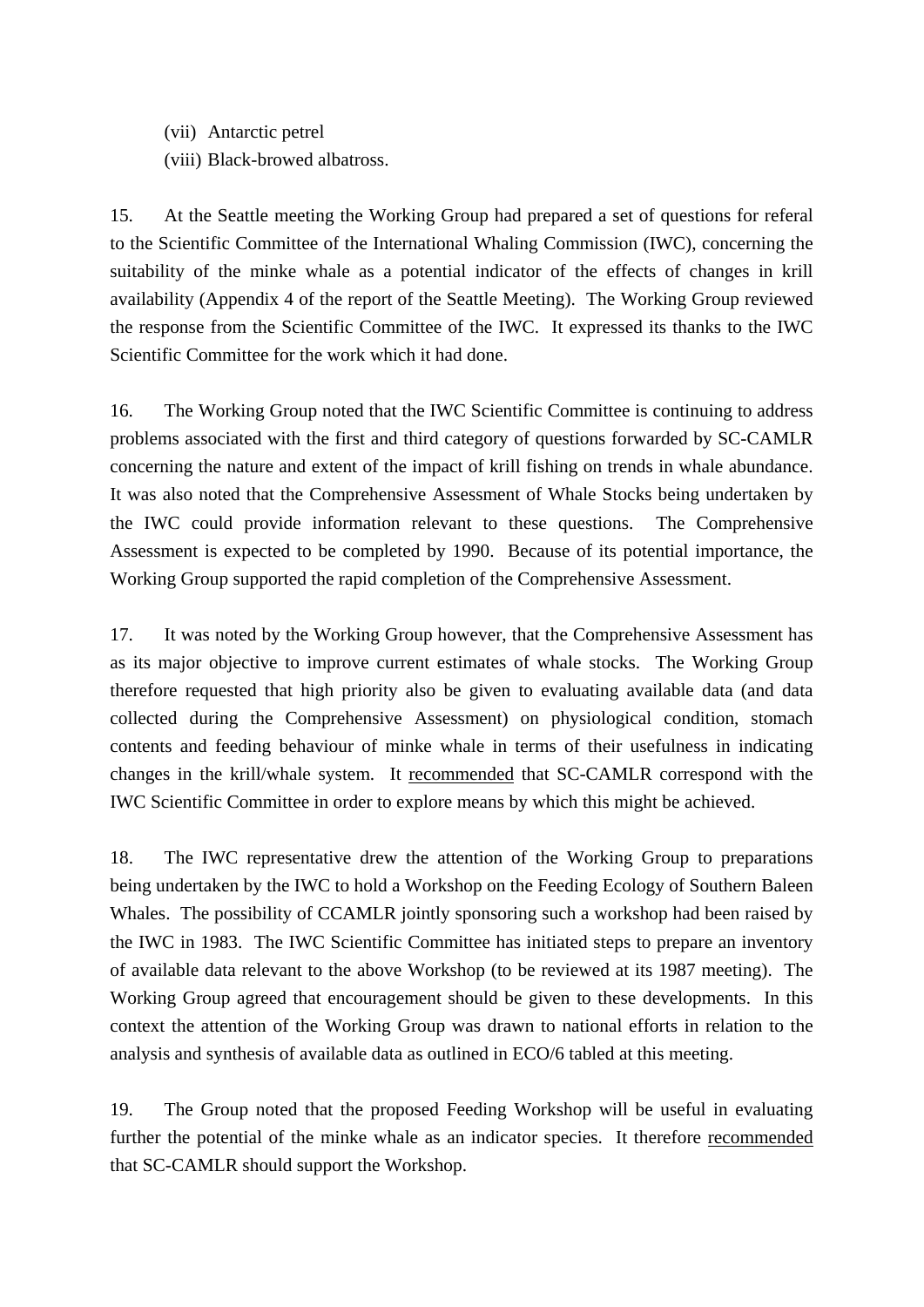(vii) Antarctic petrel

(viii) Black-browed albatross.

15. At the Seattle meeting the Working Group had prepared a set of questions for referal to the Scientific Committee of the International Whaling Commission (IWC), concerning the suitability of the minke whale as a potential indicator of the effects of changes in krill availability (Appendix 4 of the report of the Seattle Meeting). The Working Group reviewed the response from the Scientific Committee of the IWC. It expressed its thanks to the IWC Scientific Committee for the work which it had done.

16. The Working Group noted that the IWC Scientific Committee is continuing to address problems associated with the first and third category of questions forwarded by SC-CAMLR concerning the nature and extent of the impact of krill fishing on trends in whale abundance. It was also noted that the Comprehensive Assessment of Whale Stocks being undertaken by the IWC could provide information relevant to these questions. The Comprehensive Assessment is expected to be completed by 1990. Because of its potential importance, the Working Group supported the rapid completion of the Comprehensive Assessment.

17. It was noted by the Working Group however, that the Comprehensive Assessment has as its major objective to improve current estimates of whale stocks. The Working Group therefore requested that high priority also be given to evaluating available data (and data collected during the Comprehensive Assessment) on physiological condition, stomach contents and feeding behaviour of minke whale in terms of their usefulness in indicating changes in the krill/whale system. It recommended that SC-CAMLR correspond with the IWC Scientific Committee in order to explore means by which this might be achieved.

18. The IWC representative drew the attention of the Working Group to preparations being undertaken by the IWC to hold a Workshop on the Feeding Ecology of Southern Baleen Whales. The possibility of CCAMLR jointly sponsoring such a workshop had been raised by the IWC in 1983. The IWC Scientific Committee has initiated steps to prepare an inventory of available data relevant to the above Workshop (to be reviewed at its 1987 meeting). The Working Group agreed that encouragement should be given to these developments. In this context the attention of the Working Group was drawn to national efforts in relation to the analysis and synthesis of available data as outlined in ECO/6 tabled at this meeting.

19. The Group noted that the proposed Feeding Workshop will be useful in evaluating further the potential of the minke whale as an indicator species. It therefore recommended that SC-CAMLR should support the Workshop.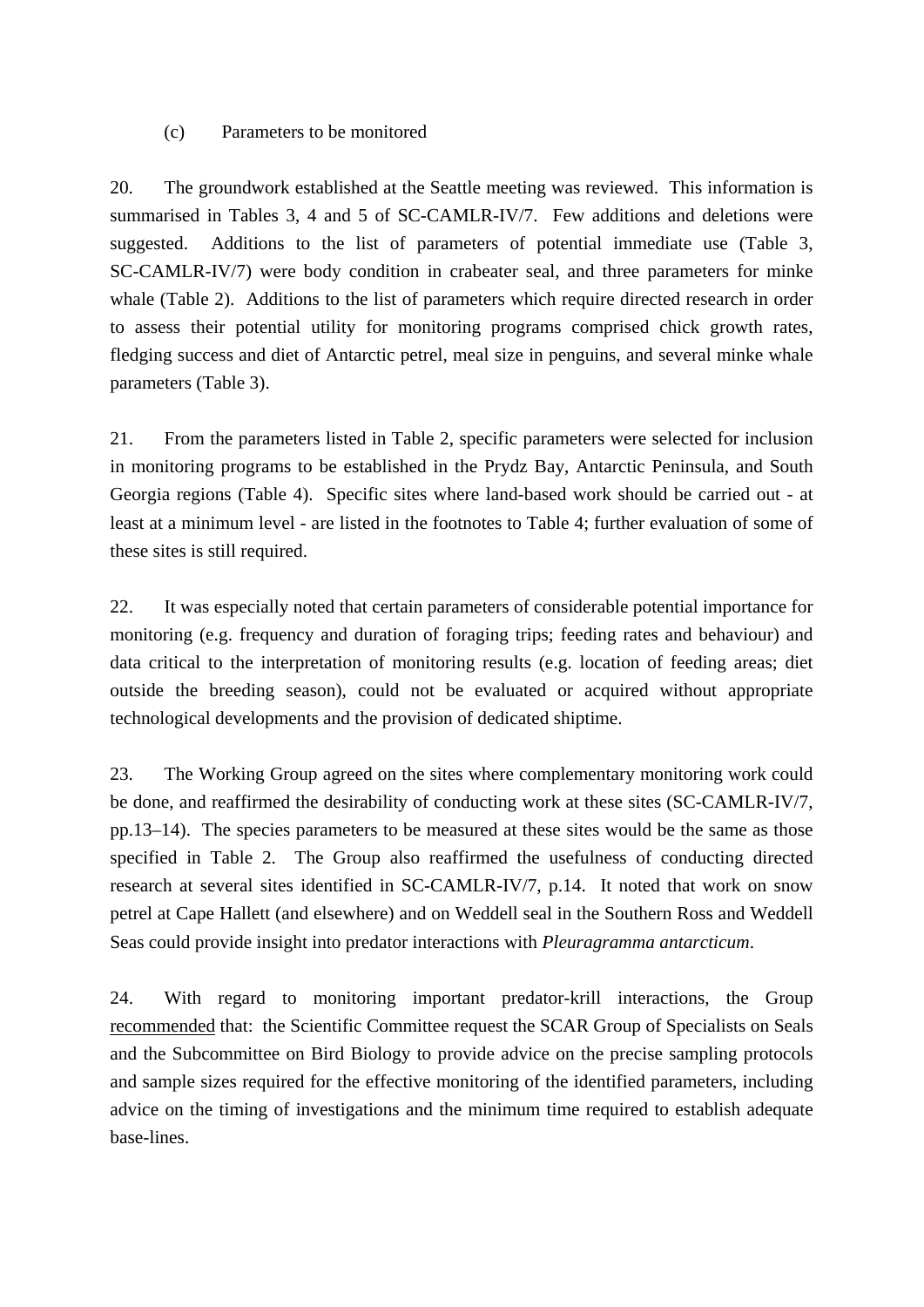(c) Parameters to be monitored

20. The groundwork established at the Seattle meeting was reviewed. This information is summarised in Tables 3, 4 and 5 of SC-CAMLR-IV/7. Few additions and deletions were suggested. Additions to the list of parameters of potential immediate use (Table 3, SC-CAMLR-IV/7) were body condition in crabeater seal, and three parameters for minke whale (Table 2). Additions to the list of parameters which require directed research in order to assess their potential utility for monitoring programs comprised chick growth rates, fledging success and diet of Antarctic petrel, meal size in penguins, and several minke whale parameters (Table 3).

21. From the parameters listed in Table 2, specific parameters were selected for inclusion in monitoring programs to be established in the Prydz Bay, Antarctic Peninsula, and South Georgia regions (Table 4). Specific sites where land-based work should be carried out - at least at a minimum level - are listed in the footnotes to Table 4; further evaluation of some of these sites is still required.

22. It was especially noted that certain parameters of considerable potential importance for monitoring (e.g. frequency and duration of foraging trips; feeding rates and behaviour) and data critical to the interpretation of monitoring results (e.g. location of feeding areas; diet outside the breeding season), could not be evaluated or acquired without appropriate technological developments and the provision of dedicated shiptime.

23. The Working Group agreed on the sites where complementary monitoring work could be done, and reaffirmed the desirability of conducting work at these sites (SC-CAMLR-IV/7, pp.13–14). The species parameters to be measured at these sites would be the same as those specified in Table 2. The Group also reaffirmed the usefulness of conducting directed research at several sites identified in SC-CAMLR-IV/7, p.14. It noted that work on snow petrel at Cape Hallett (and elsewhere) and on Weddell seal in the Southern Ross and Weddell Seas could provide insight into predator interactions with *Pleuragramma antarcticum*.

24. With regard to monitoring important predator-krill interactions, the Group recommended that: the Scientific Committee request the SCAR Group of Specialists on Seals and the Subcommittee on Bird Biology to provide advice on the precise sampling protocols and sample sizes required for the effective monitoring of the identified parameters, including advice on the timing of investigations and the minimum time required to establish adequate base-lines.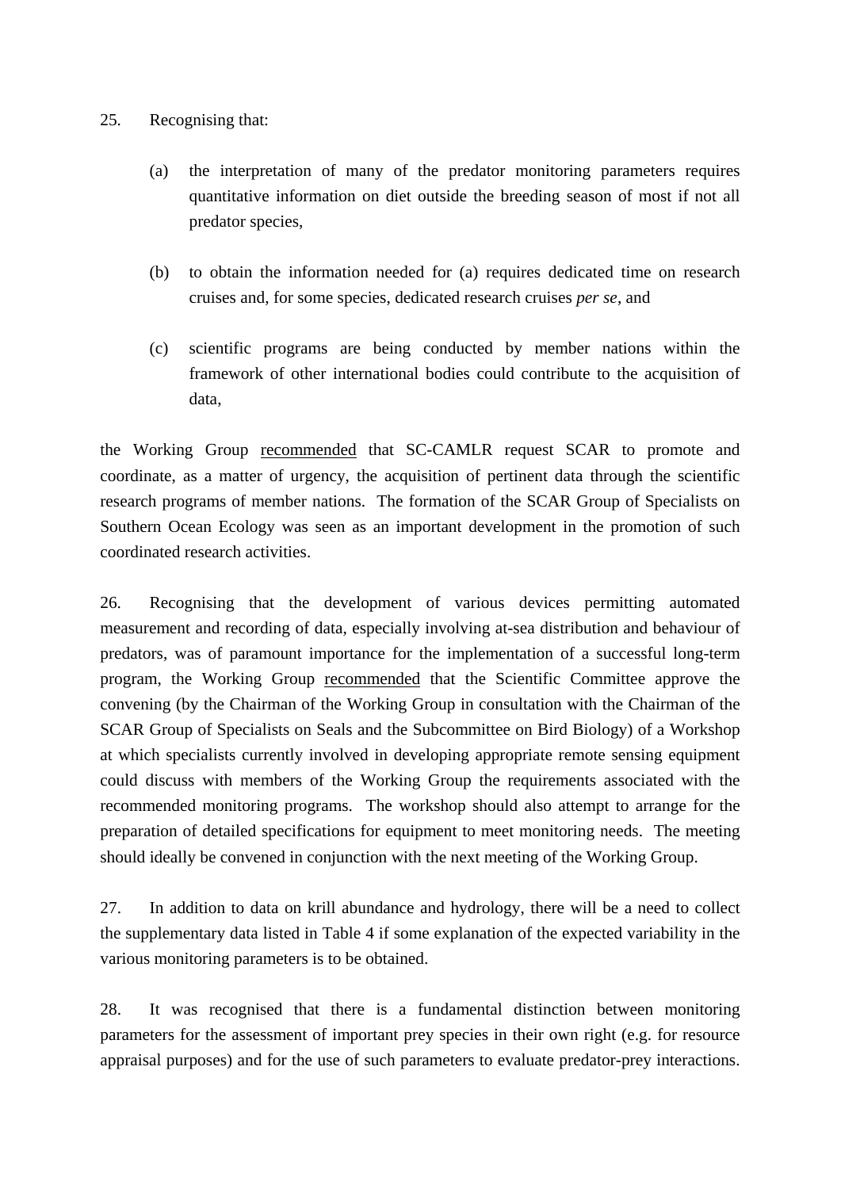25. Recognising that:

(a) the interpretation of many of the predator monitoring parameters requires quantitative information on diet outside the breeding season of most if not all predator species,

(b) to obtain the information needed for (a) requires dedicated time on research cruises and, for some species, dedicated research cruises *per se*, and

(c) scientific programs are being conducted by member nations within the framework of other international bodies could contribute to the acquisition of data,

the Working Group recommended that SC-CAMLR request SCAR to promote and coordinate, as a matter of urgency, the acquisition of pertinent data through the scientific research programs of member nations. The formation of the SCAR Group of Specialists on Southern Ocean Ecology was seen as an important development in the promotion of such coordinated research activities.

26. Recognising that the development of various devices permitting automated measurement and recording of data, especially involving at-sea distribution and behaviour of predators, was of paramount importance for the implementation of a successful long-term program, the Working Group recommended that the Scientific Committee approve the convening (by the Chairman of the Working Group in consultation with the Chairman of the SCAR Group of Specialists on Seals and the Subcommittee on Bird Biology) of a Workshop at which specialists currently involved in developing appropriate remote sensing equipment could discuss with members of the Working Group the requirements associated with the recommended monitoring programs. The workshop should also attempt to arrange for the preparation of detailed specifications for equipment to meet monitoring needs. The meeting should ideally be convened in conjunction with the next meeting of the Working Group.

27. In addition to data on krill abundance and hydrology, there will be a need to collect the supplementary data listed in Table 4 if some explanation of the expected variability in the various monitoring parameters is to be obtained.

28. It was recognised that there is a fundamental distinction between monitoring parameters for the assessment of important prey species in their own right (e.g. for resource appraisal purposes) and for the use of such parameters to evaluate predator-prey interactions.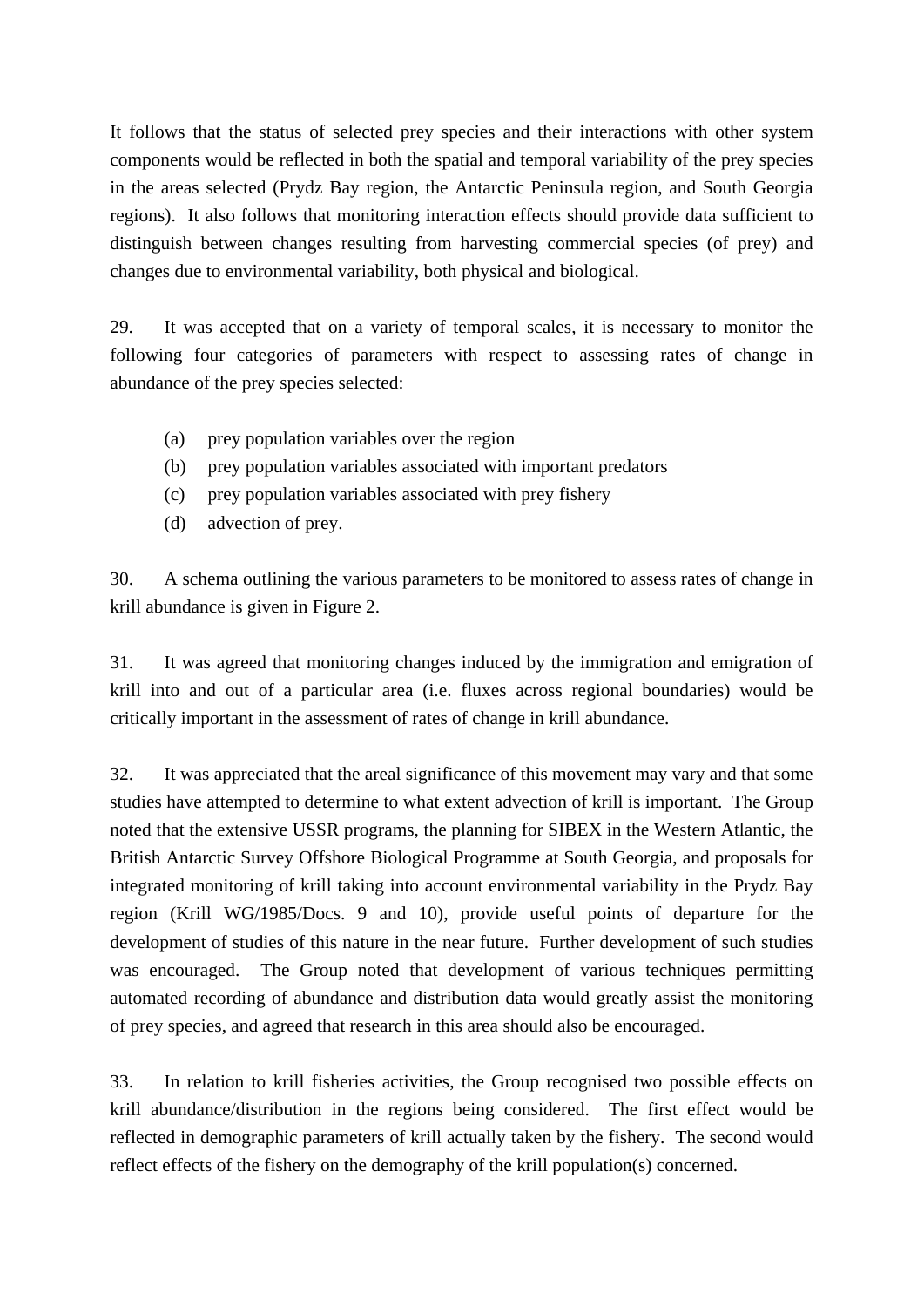It follows that the status of selected prey species and their interactions with other system components would be reflected in both the spatial and temporal variability of the prey species in the areas selected (Prydz Bay region, the Antarctic Peninsula region, and South Georgia regions). It also follows that monitoring interaction effects should provide data sufficient to distinguish between changes resulting from harvesting commercial species (of prey) and changes due to environmental variability, both physical and biological.

29. It was accepted that on a variety of temporal scales, it is necessary to monitor the following four categories of parameters with respect to assessing rates of change in abundance of the prey species selected:

(a) prey population variables over the region
(b) prey population variables associated with important predators
(c) prey population variables associated with prey fishery
(d) advection of prey.

30. A schema outlining the various parameters to be monitored to assess rates of change in krill abundance is given in Figure 2.

31. It was agreed that monitoring changes induced by the immigration and emigration of krill into and out of a particular area (i.e. fluxes across regional boundaries) would be critically important in the assessment of rates of change in krill abundance.

32. It was appreciated that the areal significance of this movement may vary and that some studies have attempted to determine to what extent advection of krill is important. The Group noted that the extensive USSR programs, the planning for SIBEX in the Western Atlantic, the British Antarctic Survey Offshore Biological Programme at South Georgia, and proposals for integrated monitoring of krill taking into account environmental variability in the Prydz Bay region (Krill WG/1985/Docs. 9 and 10), provide useful points of departure for the development of studies of this nature in the near future. Further development of such studies was encouraged. The Group noted that development of various techniques permitting automated recording of abundance and distribution data would greatly assist the monitoring of prey species, and agreed that research in this area should also be encouraged.

33. In relation to krill fisheries activities, the Group recognised two possible effects on krill abundance/distribution in the regions being considered. The first effect would be reflected in demographic parameters of krill actually taken by the fishery. The second would reflect effects of the fishery on the demography of the krill population(s) concerned.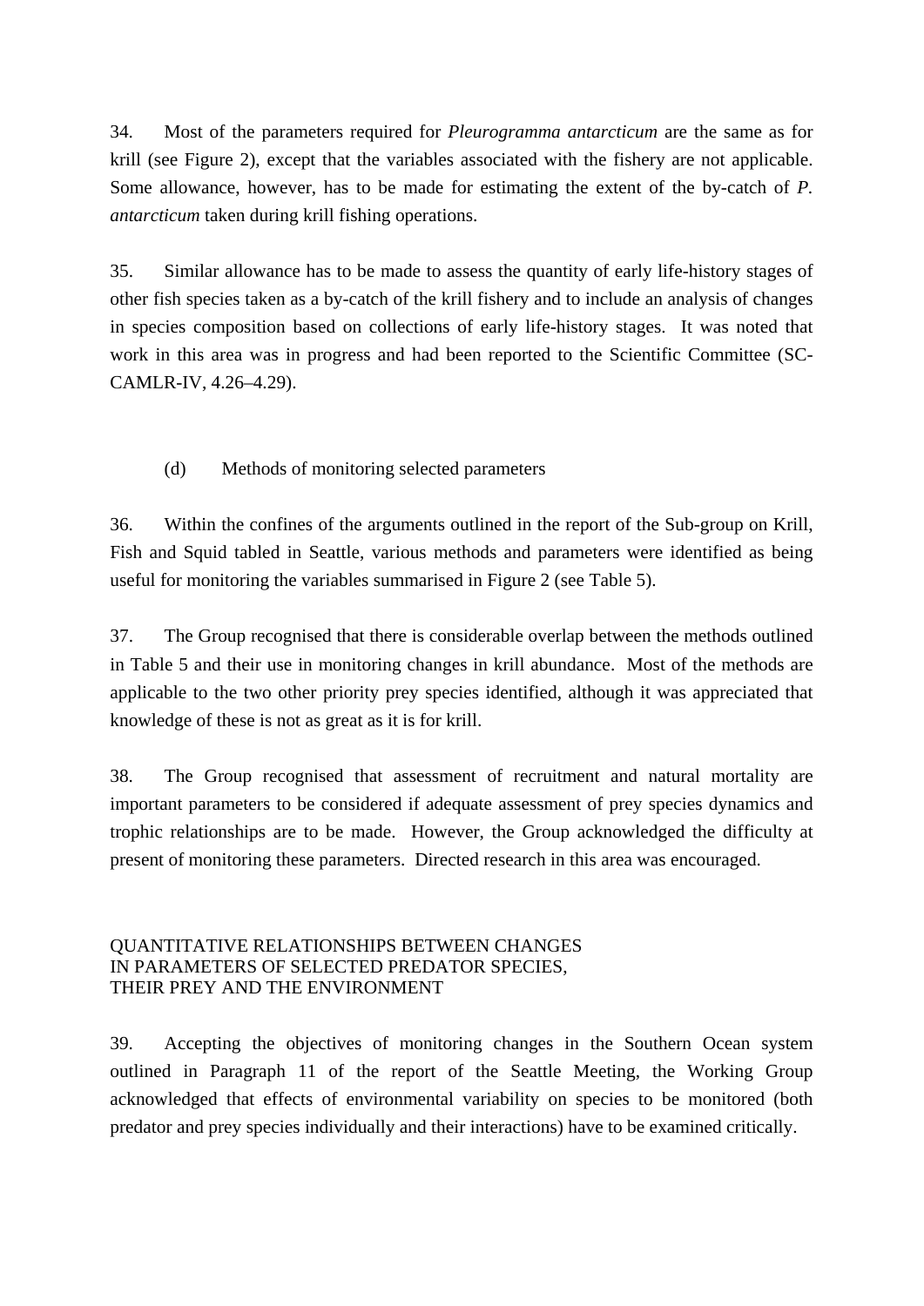34. Most of the parameters required for *Pleurogramma antarcticum* are the same as for krill (see Figure 2), except that the variables associated with the fishery are not applicable. Some allowance, however, has to be made for estimating the extent of the by-catch of *P. antarcticum* taken during krill fishing operations.

35. Similar allowance has to be made to assess the quantity of early life-history stages of other fish species taken as a by-catch of the krill fishery and to include an analysis of changes in species composition based on collections of early life-history stages. It was noted that work in this area was in progress and had been reported to the Scientific Committee (SC-CAMLR-IV, 4.26–4.29).

### (d) Methods of monitoring selected parameters

36. Within the confines of the arguments outlined in the report of the Sub-group on Krill, Fish and Squid tabled in Seattle, various methods and parameters were identified as being useful for monitoring the variables summarised in Figure 2 (see Table 5).

37. The Group recognised that there is considerable overlap between the methods outlined in Table 5 and their use in monitoring changes in krill abundance. Most of the methods are applicable to the two other priority prey species identified, although it was appreciated that knowledge of these is not as great as it is for krill.

38. The Group recognised that assessment of recruitment and natural mortality are important parameters to be considered if adequate assessment of prey species dynamics and trophic relationships are to be made. However, the Group acknowledged the difficulty at present of monitoring these parameters. Directed research in this area was encouraged.

## QUANTITATIVE RELATIONSHIPS BETWEEN CHANGES IN PARAMETERS OF SELECTED PREDATOR SPECIES, THEIR PREY AND THE ENVIRONMENT

39. Accepting the objectives of monitoring changes in the Southern Ocean system outlined in Paragraph 11 of the report of the Seattle Meeting, the Working Group acknowledged that effects of environmental variability on species to be monitored (both predator and prey species individually and their interactions) have to be examined critically.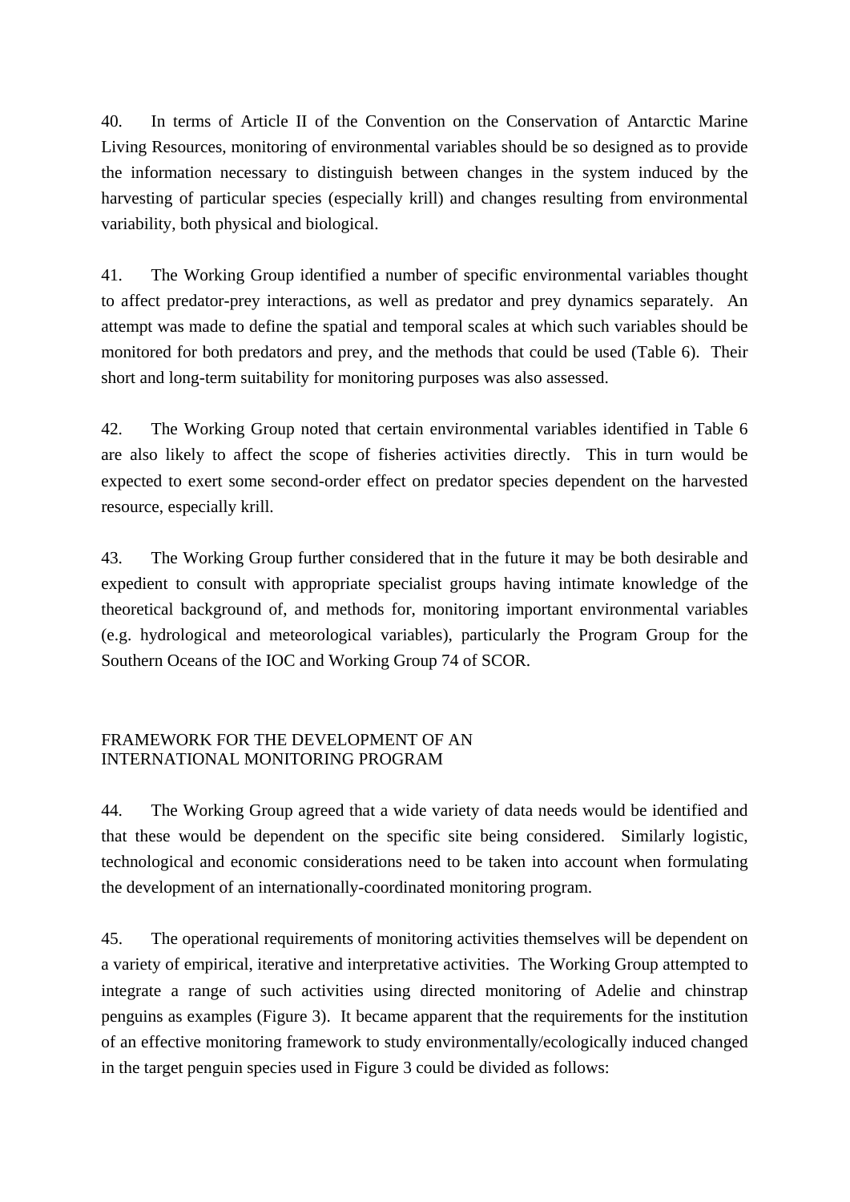40. In terms of Article II of the Convention on the Conservation of Antarctic Marine Living Resources, monitoring of environmental variables should be so designed as to provide the information necessary to distinguish between changes in the system induced by the harvesting of particular species (especially krill) and changes resulting from environmental variability, both physical and biological.

41. The Working Group identified a number of specific environmental variables thought to affect predator-prey interactions, as well as predator and prey dynamics separately. An attempt was made to define the spatial and temporal scales at which such variables should be monitored for both predators and prey, and the methods that could be used (Table 6). Their short and long-term suitability for monitoring purposes was also assessed.

42. The Working Group noted that certain environmental variables identified in Table 6 are also likely to affect the scope of fisheries activities directly. This in turn would be expected to exert some second-order effect on predator species dependent on the harvested resource, especially krill.

43. The Working Group further considered that in the future it may be both desirable and expedient to consult with appropriate specialist groups having intimate knowledge of the theoretical background of, and methods for, monitoring important environmental variables (e.g. hydrological and meteorological variables), particularly the Program Group for the Southern Oceans of the IOC and Working Group 74 of SCOR.

## FRAMEWORK FOR THE DEVELOPMENT OF AN INTERNATIONAL MONITORING PROGRAM

44. The Working Group agreed that a wide variety of data needs would be identified and that these would be dependent on the specific site being considered. Similarly logistic, technological and economic considerations need to be taken into account when formulating the development of an internationally-coordinated monitoring program.

45. The operational requirements of monitoring activities themselves will be dependent on a variety of empirical, iterative and interpretative activities. The Working Group attempted to integrate a range of such activities using directed monitoring of Adelie and chinstrap penguins as examples (Figure 3). It became apparent that the requirements for the institution of an effective monitoring framework to study environmentally/ecologically induced changed in the target penguin species used in Figure 3 could be divided as follows: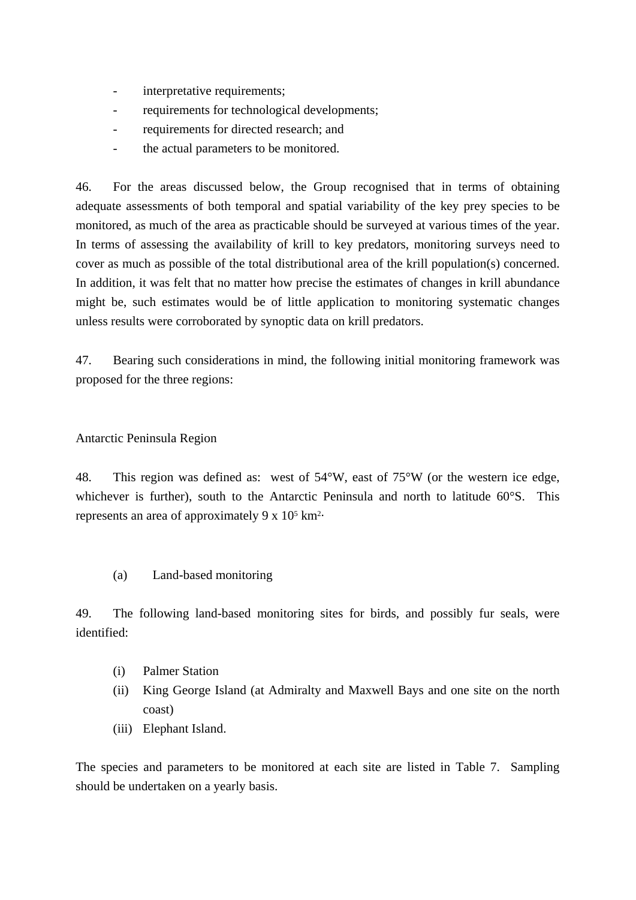- interpretative requirements;
- requirements for technological developments;
- requirements for directed research; and
- the actual parameters to be monitored.

46. For the areas discussed below, the Group recognised that in terms of obtaining adequate assessments of both temporal and spatial variability of the key prey species to be monitored, as much of the area as practicable should be surveyed at various times of the year. In terms of assessing the availability of krill to key predators, monitoring surveys need to cover as much as possible of the total distributional area of the krill population(s) concerned. In addition, it was felt that no matter how precise the estimates of changes in krill abundance might be, such estimates would be of little application to monitoring systematic changes unless results were corroborated by synoptic data on krill predators.

47. Bearing such considerations in mind, the following initial monitoring framework was proposed for the three regions:

### Antarctic Peninsula Region

48. This region was defined as: west of 54°W, east of 75°W (or the western ice edge, whichever is further), south to the Antarctic Peninsula and north to latitude 60°S. This represents an area of approximately 9 x $10^5$ $km^2$.

(a) Land-based monitoring

49. The following land-based monitoring sites for birds, and possibly fur seals, were identified:

(i) Palmer Station
(ii) King George Island (at Admiralty and Maxwell Bays and one site on the north coast)
(iii) Elephant Island.

The species and parameters to be monitored at each site are listed in Table 7. Sampling should be undertaken on a yearly basis.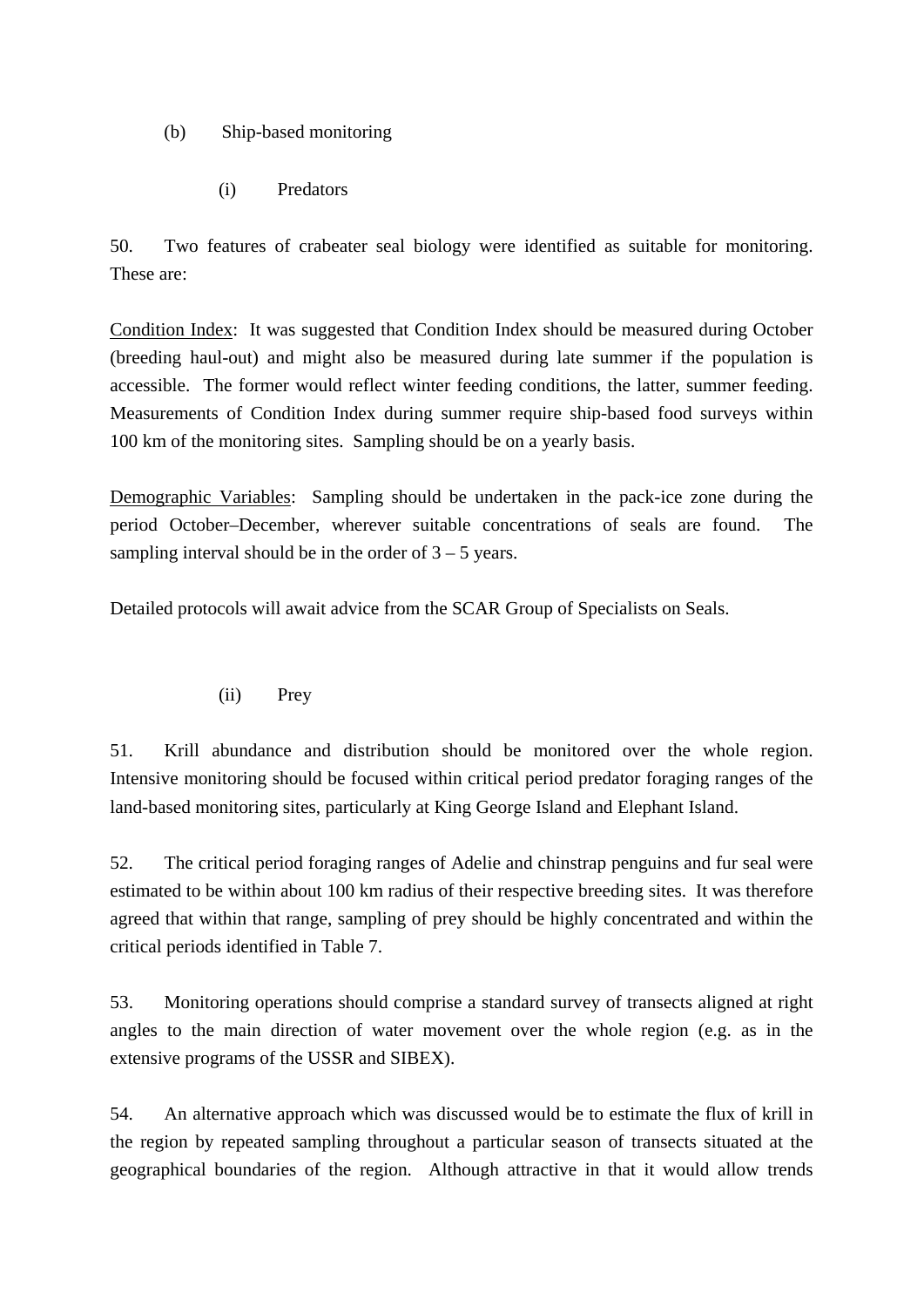(b) Ship-based monitoring

(i) Predators

50. Two features of crabeater seal biology were identified as suitable for monitoring. These are:

Condition Index: It was suggested that Condition Index should be measured during October (breeding haul-out) and might also be measured during late summer if the population is accessible. The former would reflect winter feeding conditions, the latter, summer feeding. Measurements of Condition Index during summer require ship-based food surveys within 100 km of the monitoring sites. Sampling should be on a yearly basis.

Demographic Variables: Sampling should be undertaken in the pack-ice zone during the period October–December, wherever suitable concentrations of seals are found. The sampling interval should be in the order of 3 – 5 years.

Detailed protocols will await advice from the SCAR Group of Specialists on Seals.

(ii) Prey

51. Krill abundance and distribution should be monitored over the whole region. Intensive monitoring should be focused within critical period predator foraging ranges of the land-based monitoring sites, particularly at King George Island and Elephant Island.

52. The critical period foraging ranges of Adelie and chinstrap penguins and fur seal were estimated to be within about 100 km radius of their respective breeding sites. It was therefore agreed that within that range, sampling of prey should be highly concentrated and within the critical periods identified in Table 7.

53. Monitoring operations should comprise a standard survey of transects aligned at right angles to the main direction of water movement over the whole region (e.g. as in the extensive programs of the USSR and SIBEX).

54. An alternative approach which was discussed would be to estimate the flux of krill in the region by repeated sampling throughout a particular season of transects situated at the geographical boundaries of the region. Although attractive in that it would allow trends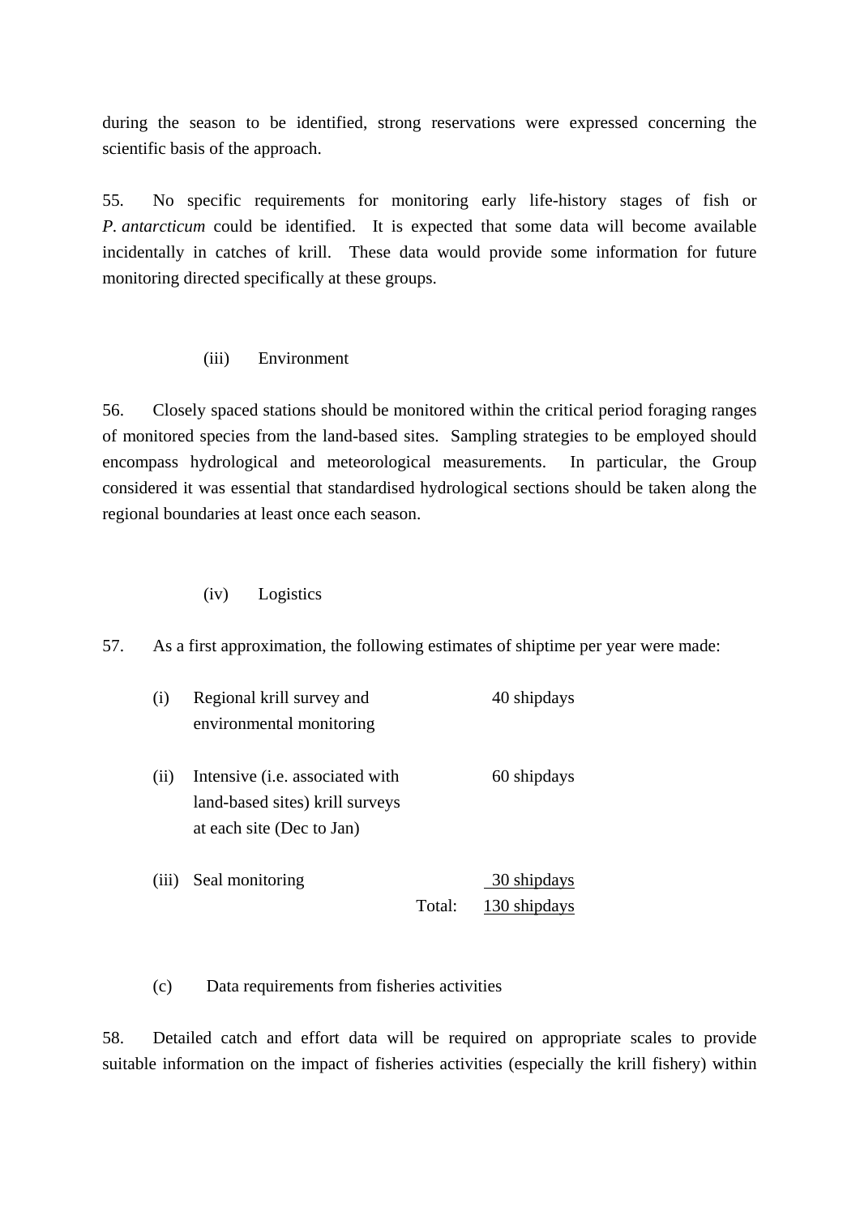during the season to be identified, strong reservations were expressed concerning the scientific basis of the approach.

55. No specific requirements for monitoring early life-history stages of fish or *P. antarcticum* could be identified. It is expected that some data will become available incidentally in catches of krill. These data would provide some information for future monitoring directed specifically at these groups.

(iii) Environment

56. Closely spaced stations should be monitored within the critical period foraging ranges of monitored species from the land-based sites. Sampling strategies to be employed should encompass hydrological and meteorological measurements. In particular, the Group considered it was essential that standardised hydrological sections should be taken along the regional boundaries at least once each season.

(iv) Logistics

57. As a first approximation, the following estimates of shiptime per year were made:

| | | |
|---|---|---|
| (i) | Regional krill survey and environmental monitoring | 40 shipdays |
| (ii) | Intensive (i.e. associated with land-based sites) krill surveys at each site (Dec to Jan) | 60 shipdays |
| (iii) | Seal monitoring | 30 shipdays |
| | Total: | 130 shipdays |

(c) Data requirements from fisheries activities

58. Detailed catch and effort data will be required on appropriate scales to provide suitable information on the impact of fisheries activities (especially the krill fishery) within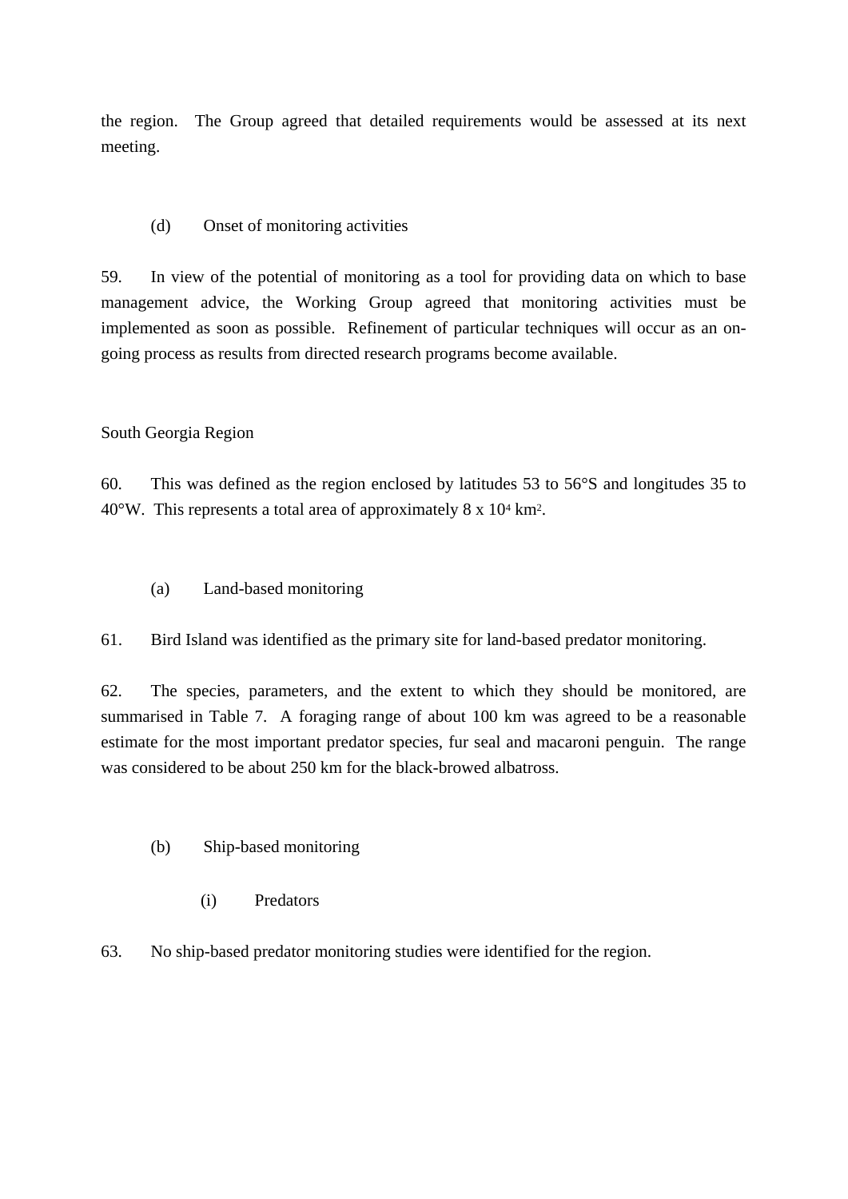the region. The Group agreed that detailed requirements would be assessed at its next meeting.

(d) Onset of monitoring activities

59. In view of the potential of monitoring as a tool for providing data on which to base management advice, the Working Group agreed that monitoring activities must be implemented as soon as possible. Refinement of particular techniques will occur as an on-going process as results from directed research programs become available.

South Georgia Region

60. This was defined as the region enclosed by latitudes 53 to 56°S and longitudes 35 to 40°W. This represents a total area of approximately 8 x $10^4$ $km^2$.

(a) Land-based monitoring

61. Bird Island was identified as the primary site for land-based predator monitoring.

62. The species, parameters, and the extent to which they should be monitored, are summarised in Table 7. A foraging range of about 100 km was agreed to be a reasonable estimate for the most important predator species, fur seal and macaroni penguin. The range was considered to be about 250 km for the black-browed albatross.

(b) Ship-based monitoring

(i) Predators

63. No ship-based predator monitoring studies were identified for the region.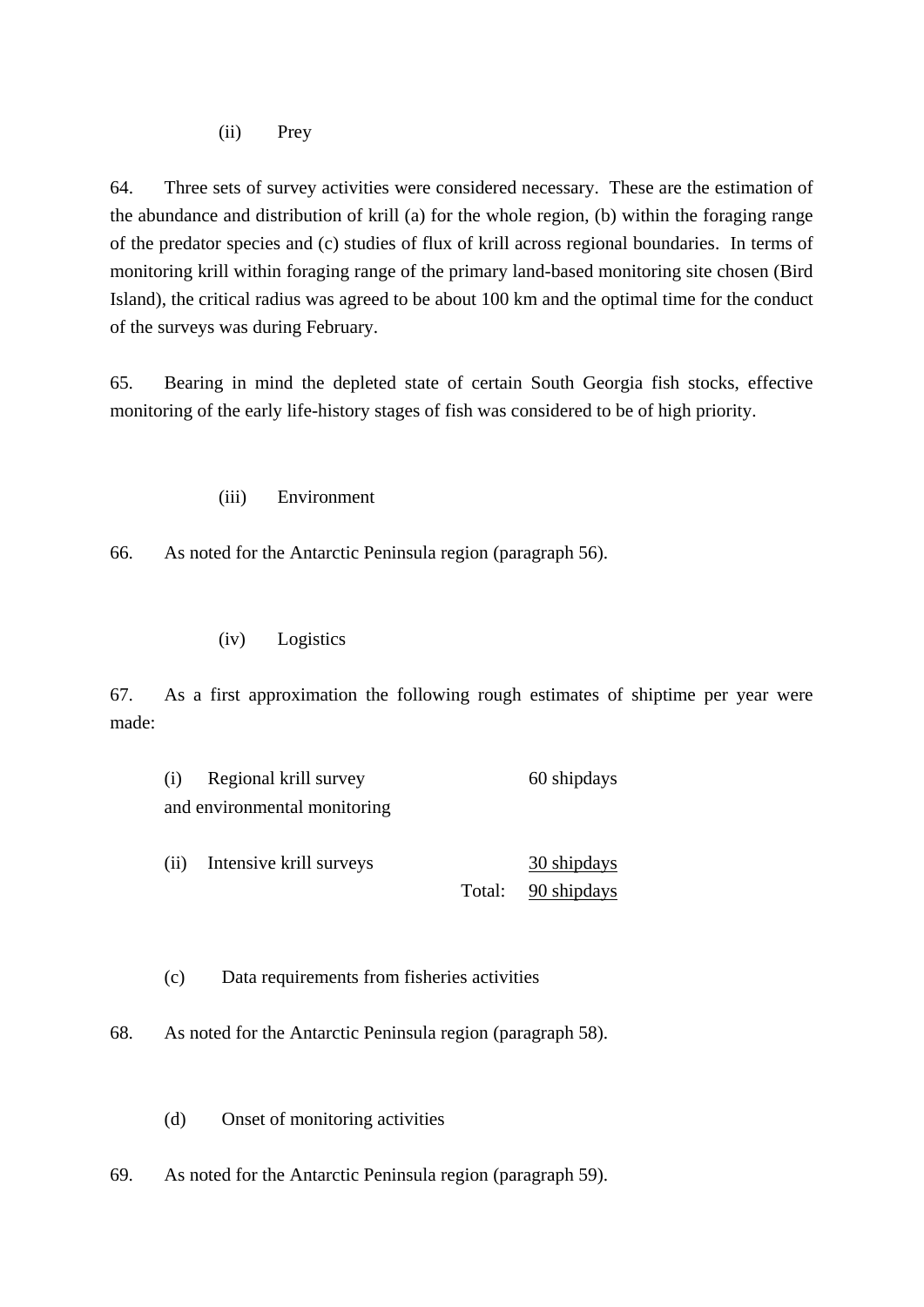(ii) Prey

64. Three sets of survey activities were considered necessary. These are the estimation of the abundance and distribution of krill (a) for the whole region, (b) within the foraging range of the predator species and (c) studies of flux of krill across regional boundaries. In terms of monitoring krill within foraging range of the primary land-based monitoring site chosen (Bird Island), the critical radius was agreed to be about 100 km and the optimal time for the conduct of the surveys was during February.

65. Bearing in mind the depleted state of certain South Georgia fish stocks, effective monitoring of the early life-history stages of fish was considered to be of high priority.

(iii) Environment

66. As noted for the Antarctic Peninsula region (paragraph 56).

(iv) Logistics

67. As a first approximation the following rough estimates of shiptime per year were made:

| | | |
|---|---|---|
| (i) Regional krill survey and environmental monitoring | | 60 shipdays |
| (ii) Intensive krill surveys | | <u>30 shipdays</u> |
| | Total: | <u>90 shipdays</u> |

(c) Data requirements from fisheries activities

68. As noted for the Antarctic Peninsula region (paragraph 58).

(d) Onset of monitoring activities

69. As noted for the Antarctic Peninsula region (paragraph 59).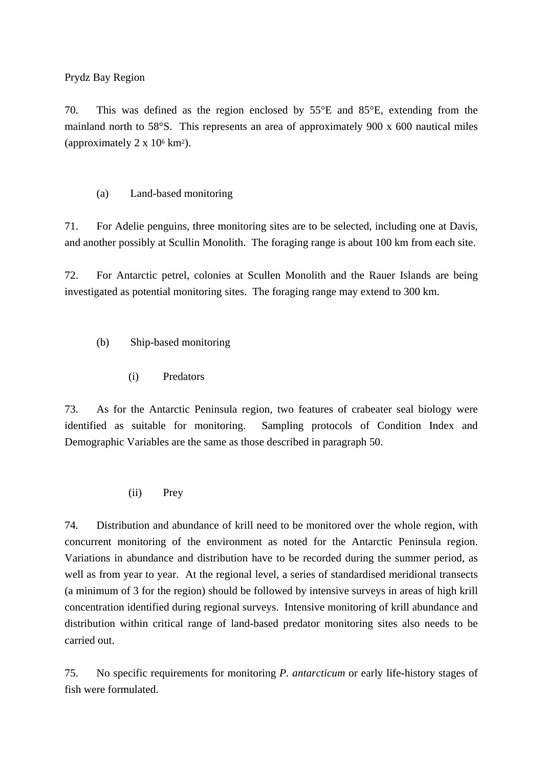Prydz Bay Region

70. This was defined as the region enclosed by 55°E and 85°E, extending from the mainland north to 58°S. This represents an area of approximately 900 x 600 nautical miles (approximately 2 x $10^6$ $km^2$).

(a) Land-based monitoring

71. For Adelie penguins, three monitoring sites are to be selected, including one at Davis, and another possibly at Scullin Monolith. The foraging range is about 100 km from each site.

72. For Antarctic petrel, colonies at Scullen Monolith and the Rauer Islands are being investigated as potential monitoring sites. The foraging range may extend to 300 km.

(b) Ship-based monitoring

(i) Predators

73. As for the Antarctic Peninsula region, two features of crabeater seal biology were identified as suitable for monitoring. Sampling protocols of Condition Index and Demographic Variables are the same as those described in paragraph 50.

(ii) Prey

74. Distribution and abundance of krill need to be monitored over the whole region, with concurrent monitoring of the environment as noted for the Antarctic Peninsula region. Variations in abundance and distribution have to be recorded during the summer period, as well as from year to year. At the regional level, a series of standardised meridional transects (a minimum of 3 for the region) should be followed by intensive surveys in areas of high krill concentration identified during regional surveys. Intensive monitoring of krill abundance and distribution within critical range of land-based predator monitoring sites also needs to be carried out.

75. No specific requirements for monitoring *P. antarcticum* or early life-history stages of fish were formulated.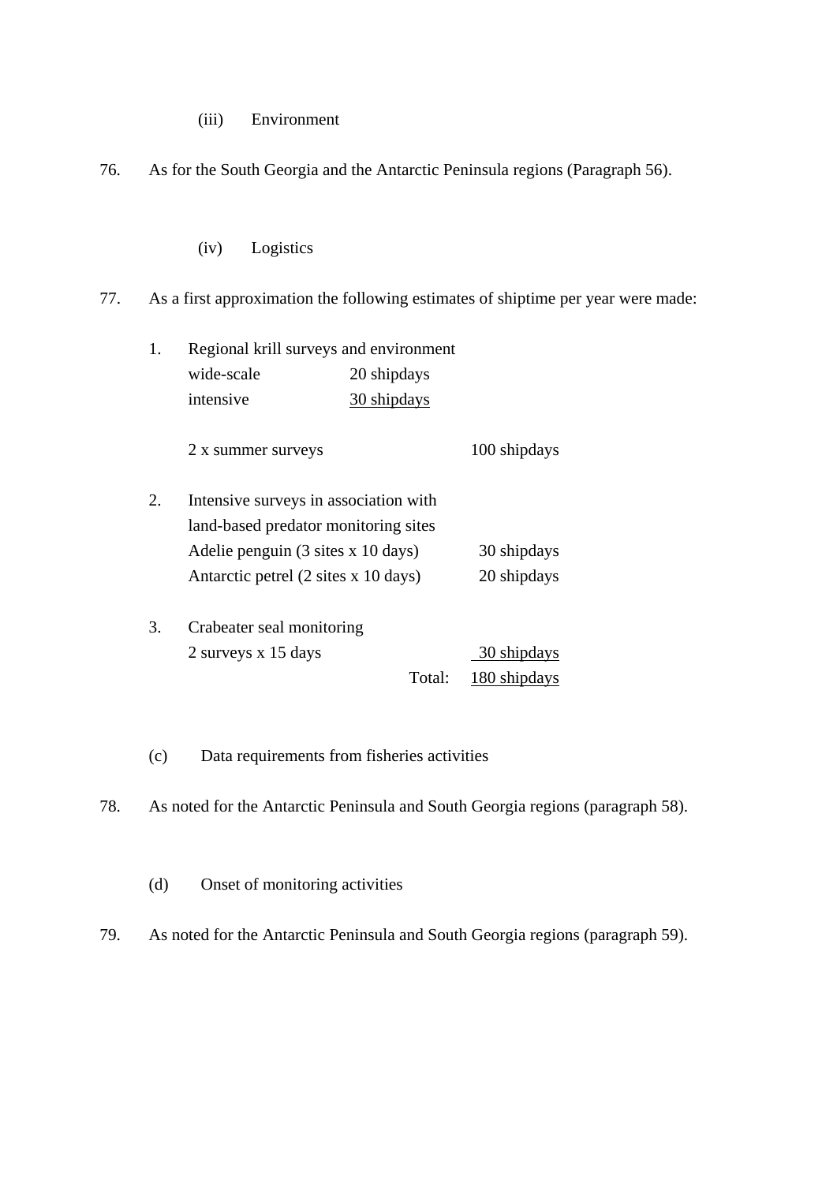(iii) Environment

76. As for the South Georgia and the Antarctic Peninsula regions (Paragraph 56).

(iv) Logistics

77. As a first approximation the following estimates of shiptime per year were made:

| | | | |
|---|---|---|---|
| 1. | Regional krill surveys and environment | | |
| | wide-scale | 20 shipdays | |
| | intensive | 30 shipdays | |
| | 2 x summer surveys | | 100 shipdays |
| 2. | Intensive surveys in association with land-based predator monitoring sites | | |
| | Adelie penguin (3 sites x 10 days) | | 30 shipdays |
| | Antarctic petrel (2 sites x 10 days) | | 20 shipdays |
| 3. | Crabeater seal monitoring | | |
| | 2 surveys x 15 days | | 30 shipdays |
| | | Total: | 180 shipdays |

(c) Data requirements from fisheries activities

78. As noted for the Antarctic Peninsula and South Georgia regions (paragraph 58).

(d) Onset of monitoring activities

79. As noted for the Antarctic Peninsula and South Georgia regions (paragraph 59).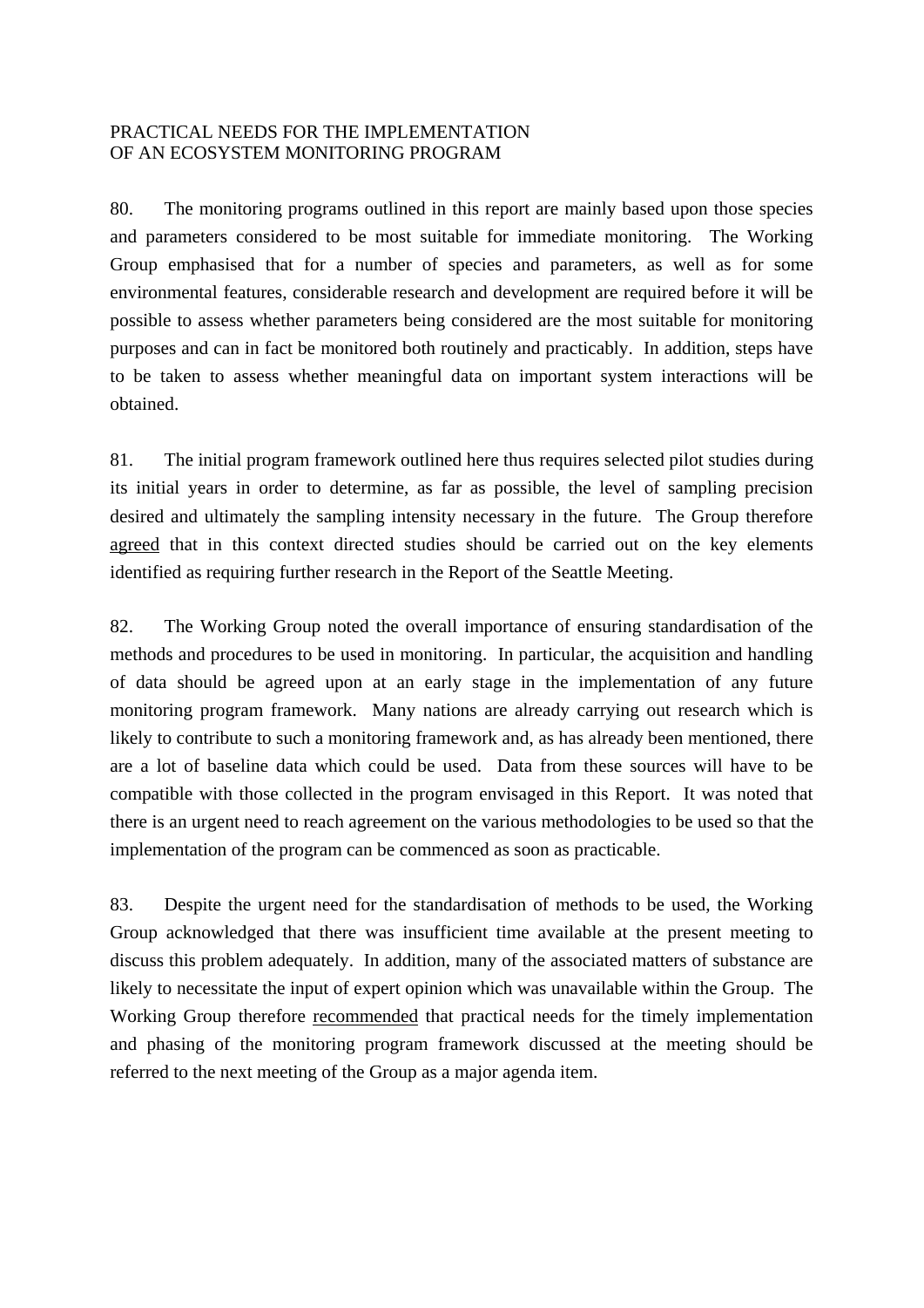## PRACTICAL NEEDS FOR THE IMPLEMENTATION OF AN ECOSYSTEM MONITORING PROGRAM

80. The monitoring programs outlined in this report are mainly based upon those species and parameters considered to be most suitable for immediate monitoring. The Working Group emphasised that for a number of species and parameters, as well as for some environmental features, considerable research and development are required before it will be possible to assess whether parameters being considered are the most suitable for monitoring purposes and can in fact be monitored both routinely and practicably. In addition, steps have to be taken to assess whether meaningful data on important system interactions will be obtained.

81. The initial program framework outlined here thus requires selected pilot studies during its initial years in order to determine, as far as possible, the level of sampling precision desired and ultimately the sampling intensity necessary in the future. The Group therefore agreed that in this context directed studies should be carried out on the key elements identified as requiring further research in the Report of the Seattle Meeting.

82. The Working Group noted the overall importance of ensuring standardisation of the methods and procedures to be used in monitoring. In particular, the acquisition and handling of data should be agreed upon at an early stage in the implementation of any future monitoring program framework. Many nations are already carrying out research which is likely to contribute to such a monitoring framework and, as has already been mentioned, there are a lot of baseline data which could be used. Data from these sources will have to be compatible with those collected in the program envisaged in this Report. It was noted that there is an urgent need to reach agreement on the various methodologies to be used so that the implementation of the program can be commenced as soon as practicable.

83. Despite the urgent need for the standardisation of methods to be used, the Working Group acknowledged that there was insufficient time available at the present meeting to discuss this problem adequately. In addition, many of the associated matters of substance are likely to necessitate the input of expert opinion which was unavailable within the Group. The Working Group therefore recommended that practical needs for the timely implementation and phasing of the monitoring program framework discussed at the meeting should be referred to the next meeting of the Group as a major agenda item.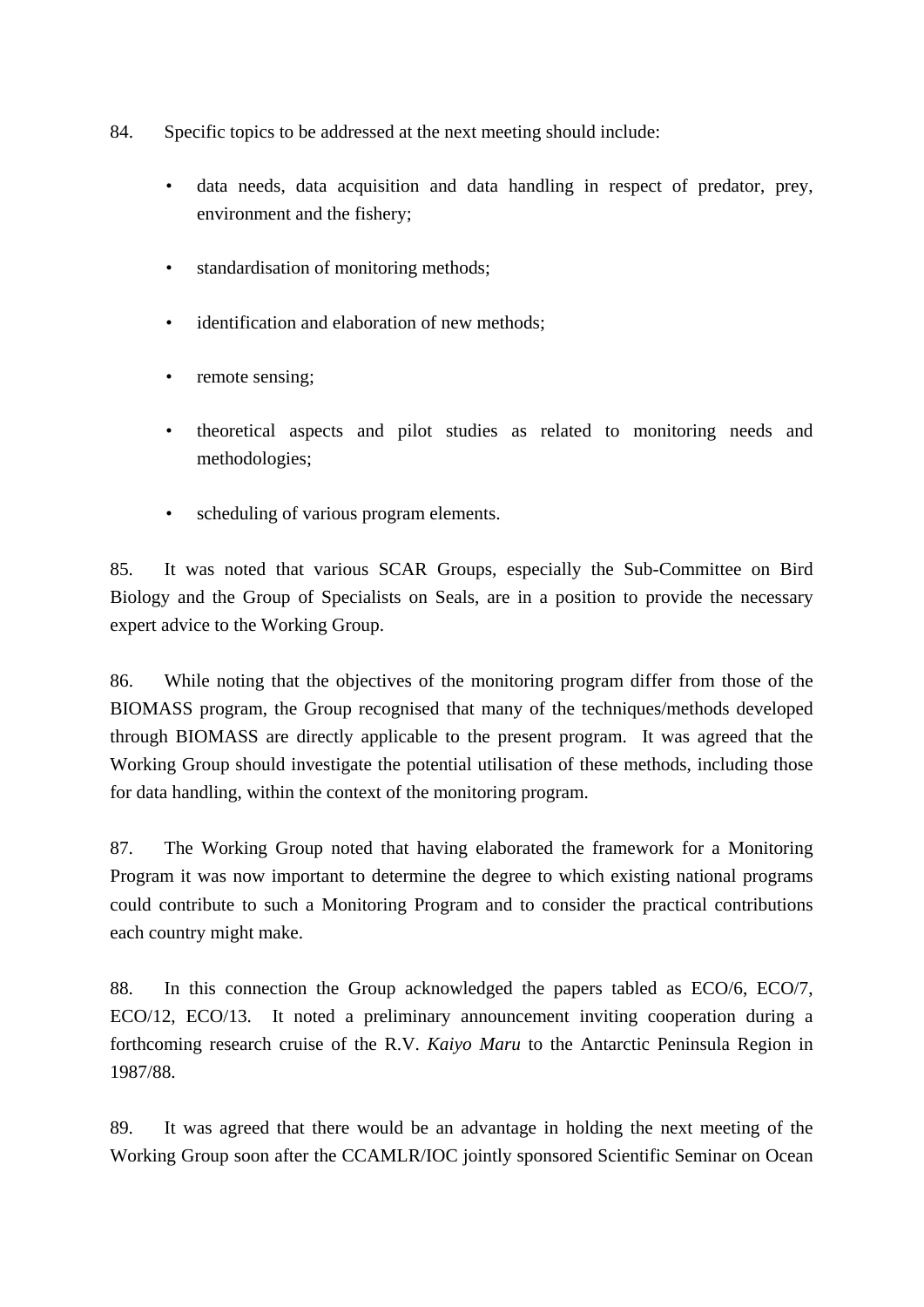84. Specific topics to be addressed at the next meeting should include:

- data needs, data acquisition and data handling in respect of predator, prey, environment and the fishery;
- standardisation of monitoring methods;
- identification and elaboration of new methods;
- remote sensing;
- theoretical aspects and pilot studies as related to monitoring needs and methodologies;
- scheduling of various program elements.

85. It was noted that various SCAR Groups, especially the Sub-Committee on Bird Biology and the Group of Specialists on Seals, are in a position to provide the necessary expert advice to the Working Group.

86. While noting that the objectives of the monitoring program differ from those of the BIOMASS program, the Group recognised that many of the techniques/methods developed through BIOMASS are directly applicable to the present program. It was agreed that the Working Group should investigate the potential utilisation of these methods, including those for data handling, within the context of the monitoring program.

87. The Working Group noted that having elaborated the framework for a Monitoring Program it was now important to determine the degree to which existing national programs could contribute to such a Monitoring Program and to consider the practical contributions each country might make.

88. In this connection the Group acknowledged the papers tabled as ECO/6, ECO/7, ECO/12, ECO/13. It noted a preliminary announcement inviting cooperation during a forthcoming research cruise of the R.V. *Kaiyo Maru* to the Antarctic Peninsula Region in 1987/88.

89. It was agreed that there would be an advantage in holding the next meeting of the Working Group soon after the CCAMLR/IOC jointly sponsored Scientific Seminar on Ocean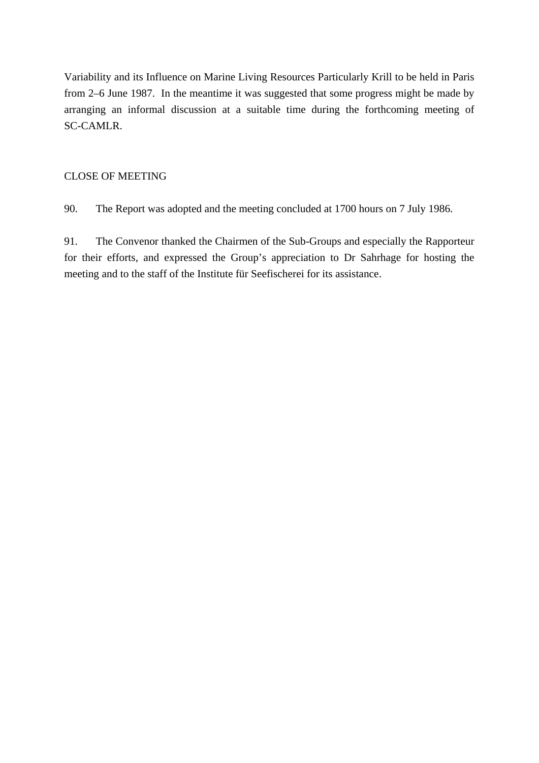Variability and its Influence on Marine Living Resources Particularly Krill to be held in Paris from 2–6 June 1987. In the meantime it was suggested that some progress might be made by arranging an informal discussion at a suitable time during the forthcoming meeting of SC-CAMLR.

## CLOSE OF MEETING

90. The Report was adopted and the meeting concluded at 1700 hours on 7 July 1986.

91. The Convenor thanked the Chairmen of the Sub-Groups and especially the Rapporteur for their efforts, and expressed the Group's appreciation to Dr Sahrhage for hosting the meeting and to the staff of the Institute für Seefischerei for its assistance.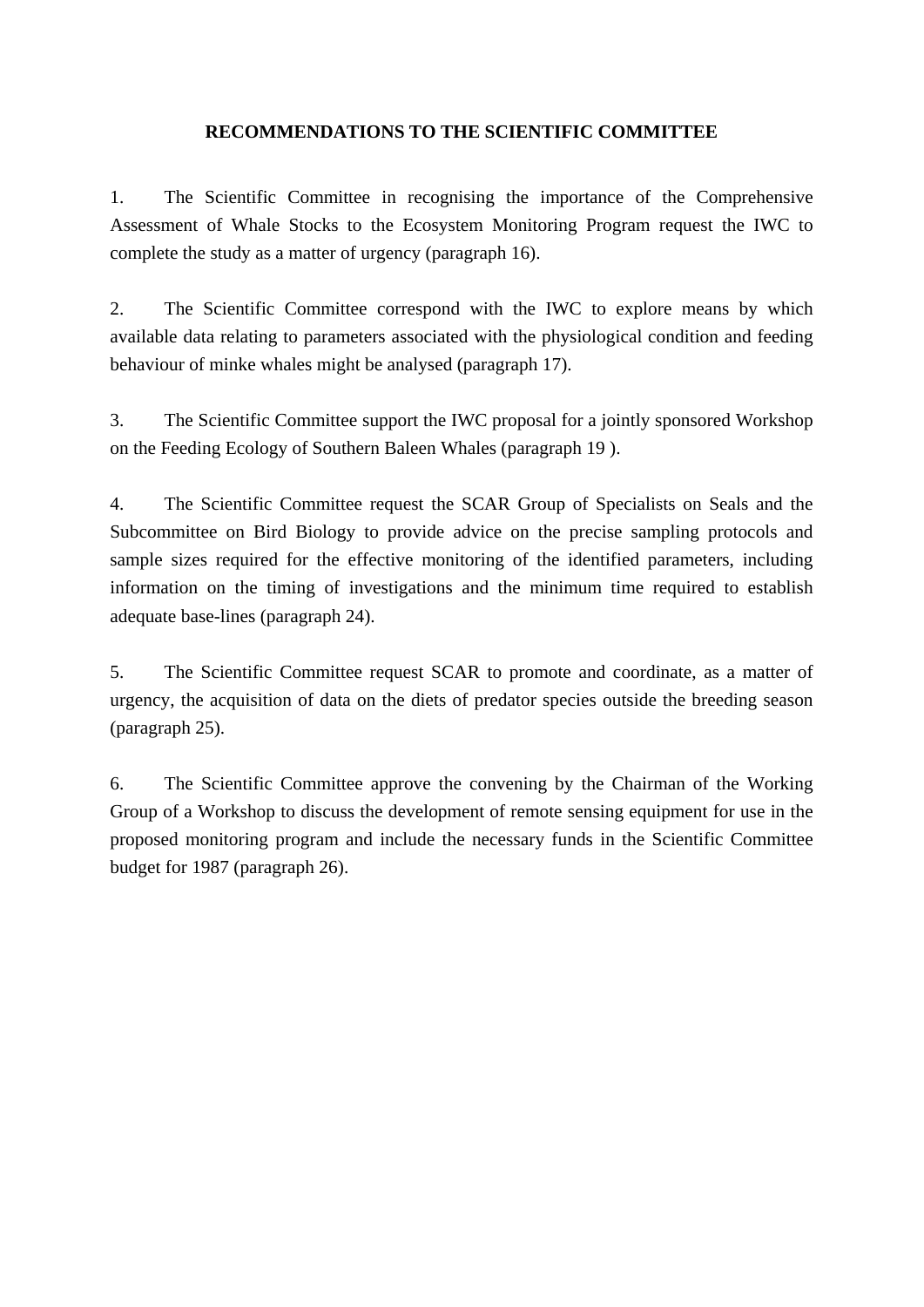## RECOMMENDATIONS TO THE SCIENTIFIC COMMITTEE

1. The Scientific Committee in recognising the importance of the Comprehensive Assessment of Whale Stocks to the Ecosystem Monitoring Program request the IWC to complete the study as a matter of urgency (paragraph 16).

2. The Scientific Committee correspond with the IWC to explore means by which available data relating to parameters associated with the physiological condition and feeding behaviour of minke whales might be analysed (paragraph 17).

3. The Scientific Committee support the IWC proposal for a jointly sponsored Workshop on the Feeding Ecology of Southern Baleen Whales (paragraph 19 ).

4. The Scientific Committee request the SCAR Group of Specialists on Seals and the Subcommittee on Bird Biology to provide advice on the precise sampling protocols and sample sizes required for the effective monitoring of the identified parameters, including information on the timing of investigations and the minimum time required to establish adequate base-lines (paragraph 24).

5. The Scientific Committee request SCAR to promote and coordinate, as a matter of urgency, the acquisition of data on the diets of predator species outside the breeding season (paragraph 25).

6. The Scientific Committee approve the convening by the Chairman of the Working Group of a Workshop to discuss the development of remote sensing equipment for use in the proposed monitoring program and include the necessary funds in the Scientific Committee budget for 1987 (paragraph 26).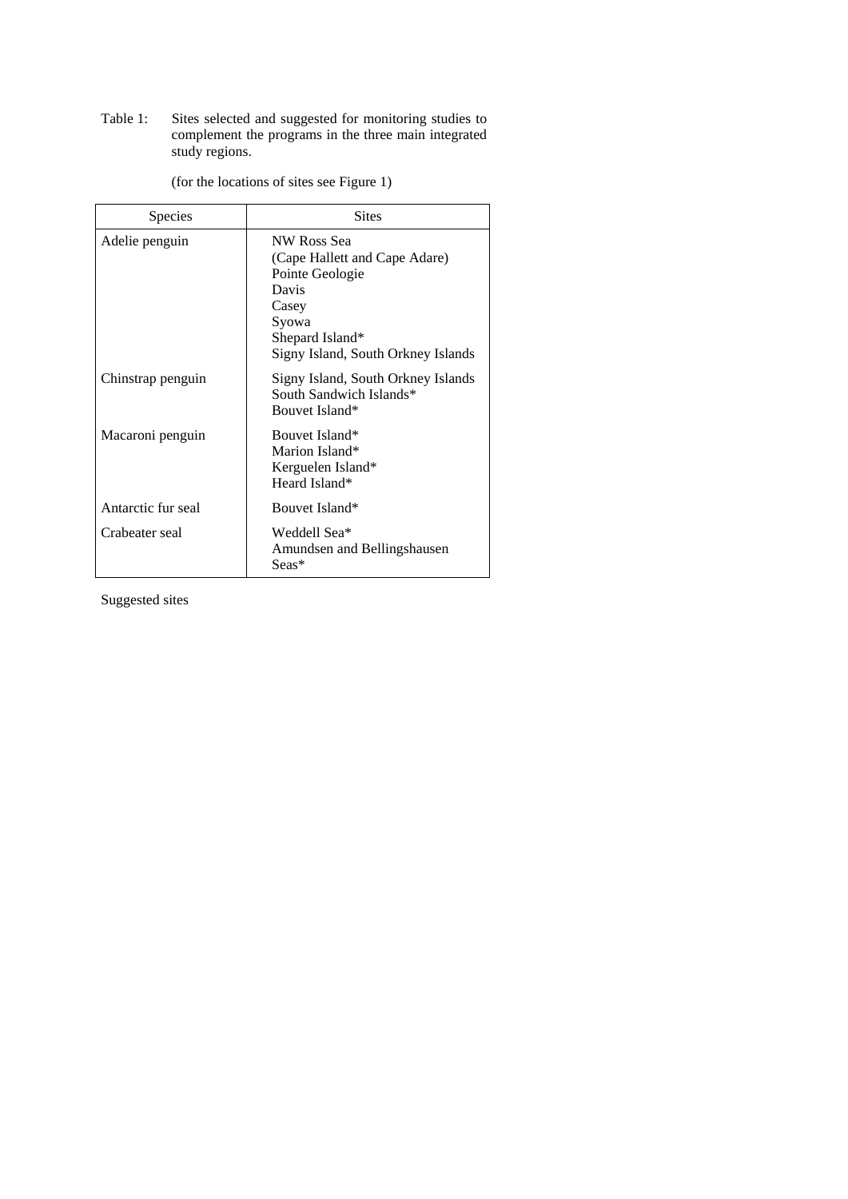Table 1: Sites selected and suggested for monitoring studies to complement the programs in the three main integrated study regions.

(for the locations of sites see Figure 1)

| Species | Sites |
|---|---|
| Adelie penguin | NW Ross Sea<br>(Cape Hallett and Cape Adare)<br>Pointe Geologie<br>Davis<br>Casey<br>Syowa<br>Shepard Island*<br>Signy Island, South Orkney Islands |
| Chinstrap penguin | Signy Island, South Orkney Islands<br>South Sandwich Islands*<br>Bouvet Island* |
| Macaroni penguin | Bouvet Island*<br>Marion Island*<br>Kerguelen Island*<br>Heard Island* |
| Antarctic fur seal | Bouvet Island* |
| Crabeater seal | Weddell Sea*<br>Amundsen and Bellingshausen Seas* |

Suggested sites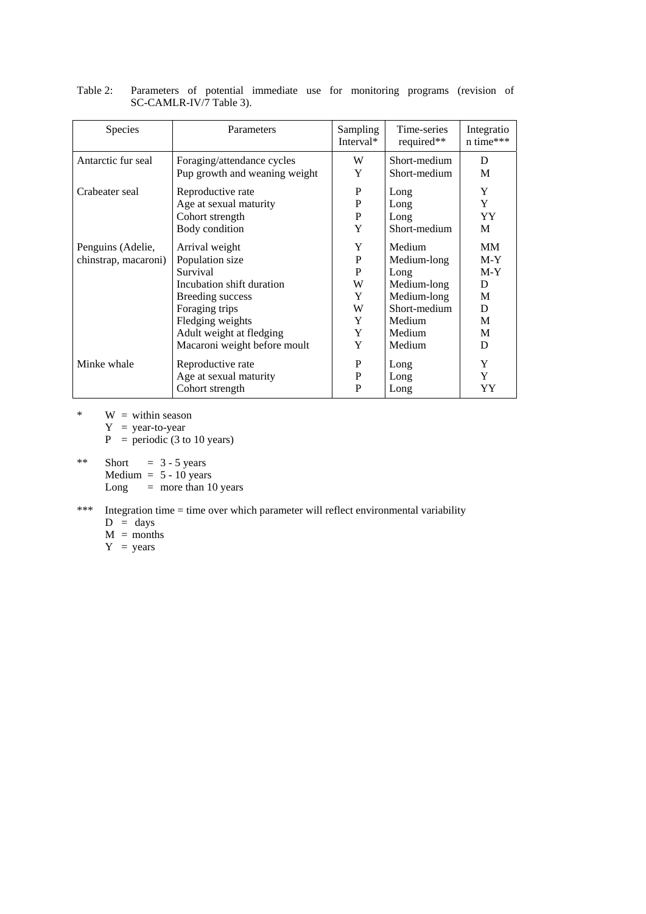Table 2: Parameters of potential immediate use for monitoring programs (revision of SC-CAMLR-IV/7 Table 3).

| Species | Parameters | Sampling Interval* | Time-series required** | Integration time*** |
|---|---|---|---|---|
| Antarctic fur seal | Foraging/attendance cycles | W | Short-medium | D |
| | Pup growth and weaning weight | Y | Short-medium | M |
| Crabeater seal | Reproductive rate | P | Long | Y |
| | Age at sexual maturity | P | Long | Y |
| | Cohort strength | P | Long | YY |
| | Body condition | Y | Short-medium | M |
| Penguins (Adelie, chinstrap, macaroni) | Arrival weight | Y | Medium | MM |
| | Population size | P | Medium-long | M-Y |
| | Survival | P | Long | M-Y |
| | Incubation shift duration | W | Medium-long | D |
| | Breeding success | Y | Medium-long | M |
| | Foraging trips | W | Short-medium | D |
| | Fledging weights | Y | Medium | M |
| | Adult weight at fledging | Y | Medium | M |
| | Macaroni weight before moult | Y | Medium | D |
| Minke whale | Reproductive rate | P | Long | Y |
| | Age at sexual maturity | P | Long | Y |
| | Cohort strength | P | Long | YY |

\* W = within season
Y = year-to-year
P = periodic (3 to 10 years)

\** Short = 3 - 5 years
Medium = 5 - 10 years
Long = more than 10 years

\*** Integration time = time over which parameter will reflect environmental variability
D = days
M = months
Y = years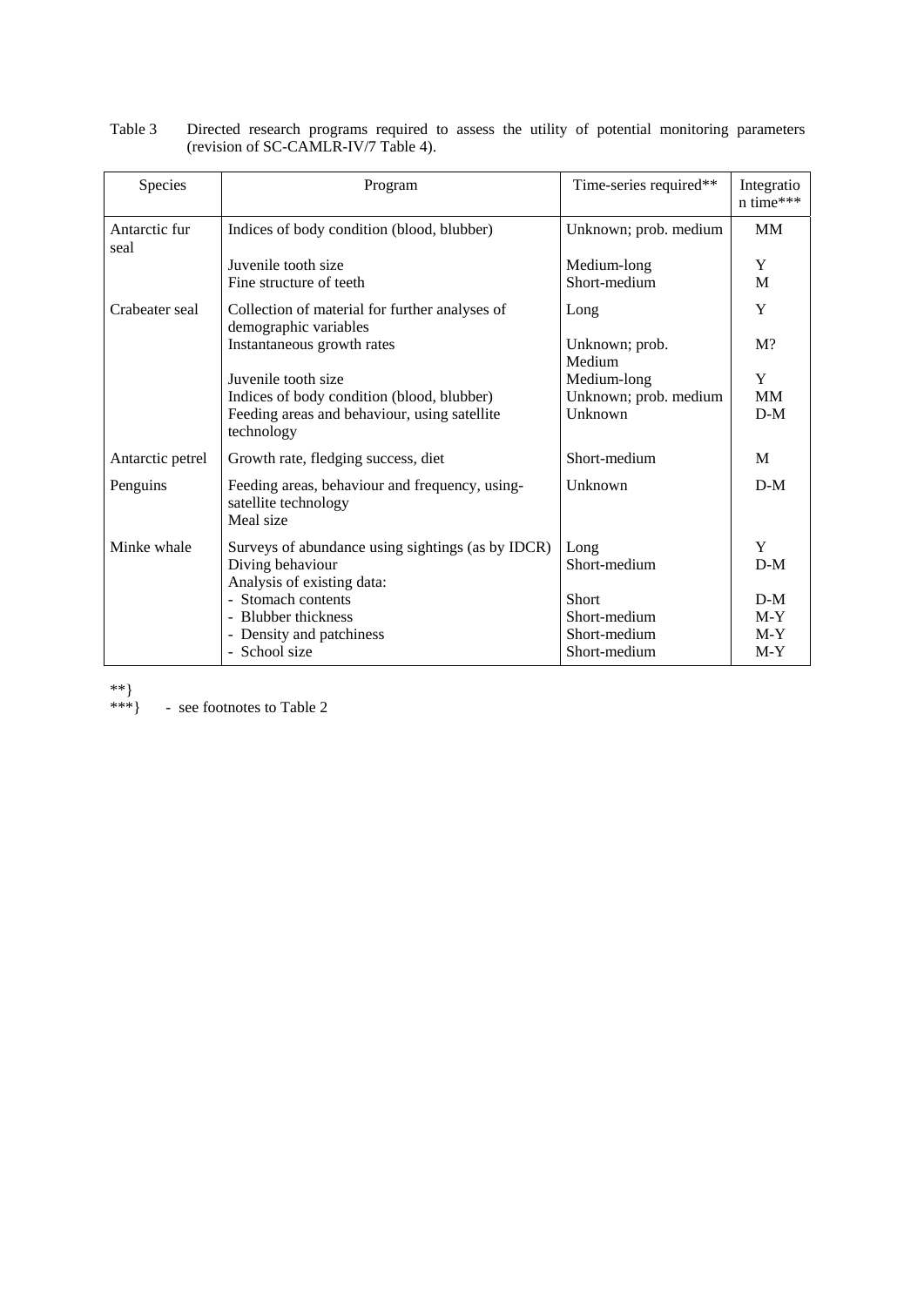Table 3 Directed research programs required to assess the utility of potential monitoring parameters (revision of SC-CAMLR-IV/7 Table 4).

| Species | Program | Time-series required** | Integration time*** |
|---|---|---|---|
| Antarctic fur seal | Indices of body condition (blood, blubber) | Unknown; prob. medium | MM |
| | Juvenile tooth size | Medium-long | Y |
| | Fine structure of teeth | Short-medium | M |
| Crabeater seal | Collection of material for further analyses of demographic variables | Long | Y |
| | Instantaneous growth rates | Unknown; prob. Medium | M? |
| | Juvenile tooth size | Medium-long | Y |
| | Indices of body condition (blood, blubber) | Unknown; prob. medium | MM |
| | Feeding areas and behaviour, using satellite technology | Unknown | D-M |
| Antarctic petrel | Growth rate, fledging success, diet | Short-medium | M |
| Penguins | Feeding areas, behaviour and frequency, using-satellite technology<br>Meal size | Unknown | D-M |
| Minke whale | Surveys of abundance using sightings (as by IDCR) | Long | Y |
| | Diving behaviour | Short-medium | D-M |
| | Analysis of existing data: | | |
| | - Stomach contents | Short | D-M |
| | - Blubber thickness | Short-medium | M-Y |
| | - Density and patchiness | Short-medium | M-Y |
| | - School size | Short-medium | M-Y |

**}
***} - see footnotes to Table 2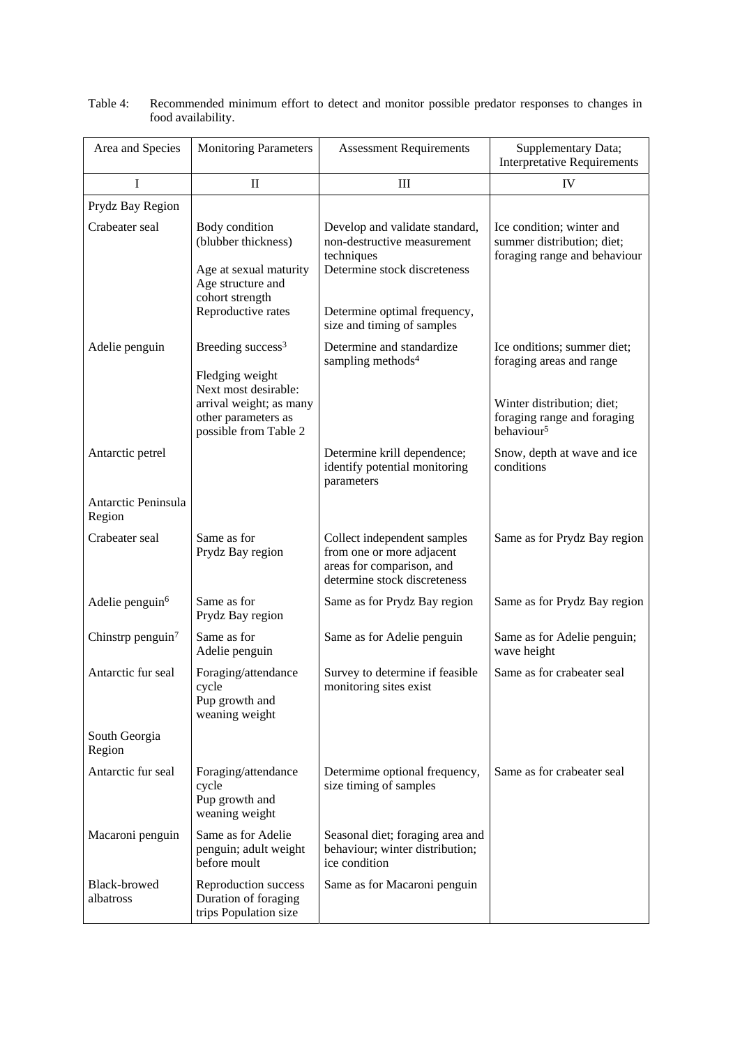Table 4: Recommended minimum effort to detect and monitor possible predator responses to changes in food availability.

| Area and Species | Monitoring Parameters | Assessment Requirements | Supplementary Data; Interpretative Requirements |
|---|---|---|---|
| I | II | III | IV |
| Prydz Bay Region | | | |
| Crabeater seal | Body condition (blubber thickness)<br><br>Age at sexual maturity<br>Age structure and cohort strength<br>Reproductive rates | Develop and validate standard, non-destructive measurement techniques<br>Determine stock discreteness<br><br>Determine optimal frequency, size and timing of samples | Ice condition; winter and summer distribution; diet; foraging range and behaviour |
| Adelie penguin | Breeding success[3]<br><br>Fledging weight<br>Next most desirable: arrival weight; as many other parameters as possible from Table 2 | Determine and standardize sampling methods[4] | Ice onditions; summer diet; foraging areas and range<br><br>Winter distribution; diet; foraging range and foraging behaviour[5] |
| Antarctic petrel | | Determine krill dependence; identify potential monitoring parameters | Snow, depth at wave and ice conditions |
| Antarctic Peninsula Region | | | |
| Crabeater seal | Same as for Prydz Bay region | Collect independent samples from one or more adjacent areas for comparison, and determine stock discreteness | Same as for Prydz Bay region |
| Adelie penguin[6] | Same as for Prydz Bay region | Same as for Prydz Bay region | Same as for Prydz Bay region |
| Chinstrp penguin[7] | Same as for Adelie penguin | Same as for Adelie penguin | Same as for Adelie penguin; wave height |
| Antarctic fur seal | Foraging/attendance cycle<br>Pup growth and weaning weight | Survey to determine if feasible monitoring sites exist | Same as for crabeater seal |
| South Georgia Region | | | |
| Antarctic fur seal | Foraging/attendance cycle<br>Pup growth and weaning weight | Determime optional frequency, size timing of samples | Same as for crabeater seal |
| Macaroni penguin | Same as for Adelie penguin; adult weight before moult | Seasonal diet; foraging area and behaviour; winter distribution; ice condition | |
| Black-browed albatross | Reproduction success<br>Duration of foraging trips Population size | Same as for Macaroni penguin | |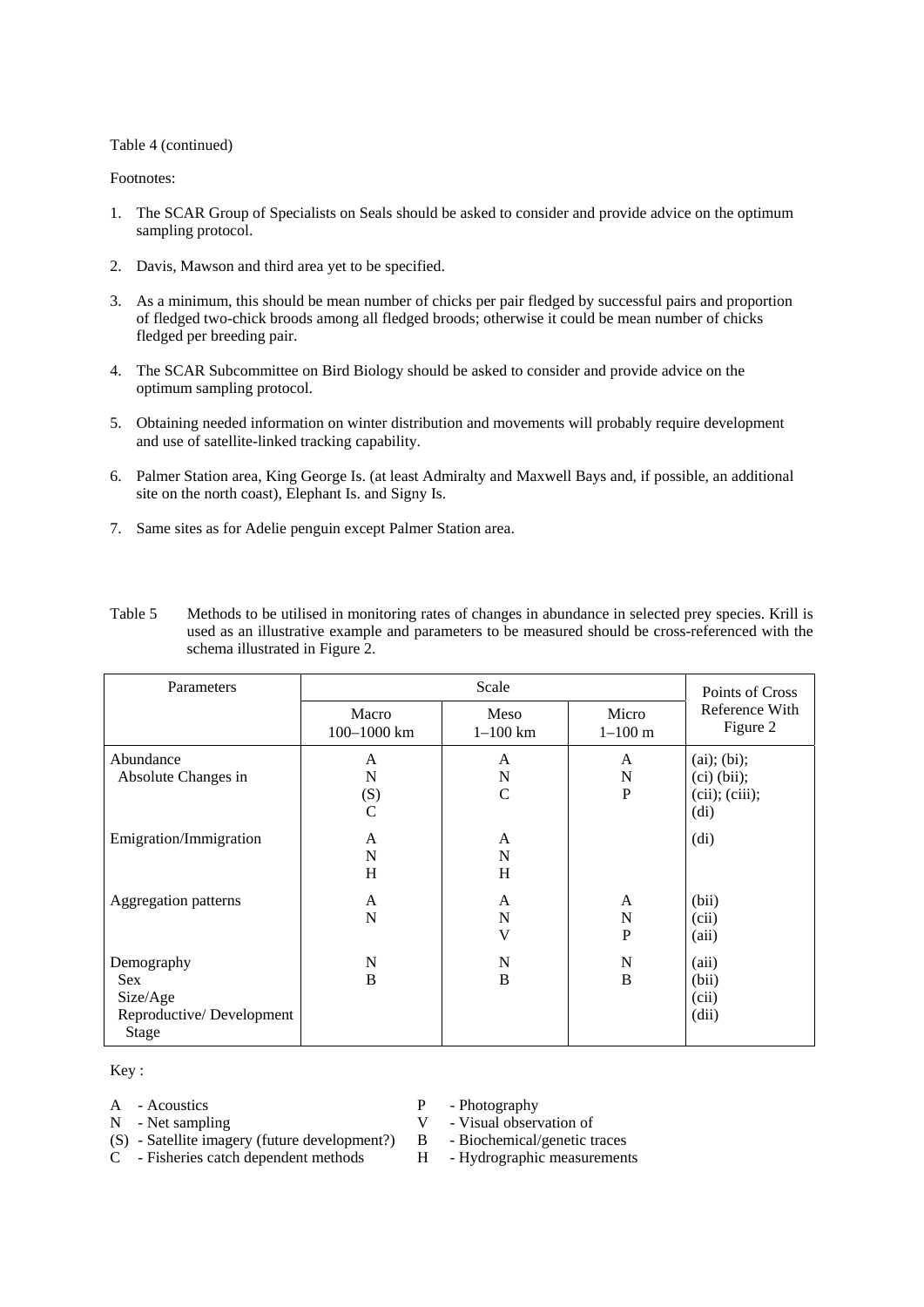Table 4 (continued)

Footnotes:

1. The SCAR Group of Specialists on Seals should be asked to consider and provide advice on the optimum sampling protocol.

2. Davis, Mawson and third area yet to be specified.

3. As a minimum, this should be mean number of chicks per pair fledged by successful pairs and proportion of fledged two-chick broods among all fledged broods; otherwise it could be mean number of chicks fledged per breeding pair.

4. The SCAR Subcommittee on Bird Biology should be asked to consider and provide advice on the optimum sampling protocol.

5. Obtaining needed information on winter distribution and movements will probably require development and use of satellite-linked tracking capability.

6. Palmer Station area, King George Is. (at least Admiralty and Maxwell Bays and, if possible, an additional site on the north coast), Elephant Is. and Signy Is.

7. Same sites as for Adelie penguin except Palmer Station area.

Table 5 Methods to be utilised in monitoring rates of changes in abundance in selected prey species. Krill is used as an illustrative example and parameters to be measured should be cross-referenced with the schema illustrated in Figure 2.

| Parameters | Scale | | | Points of Cross Reference With Figure 2 |
|---|---|---|---|---|
| | Macro 100–1000 km | Meso 1–100 km | Micro 1–100 m | |
| Abundance<br>Absolute Changes in | A<br>N<br>(S)<br>C | A<br>N<br>C | A<br>N<br>P | (ai); (bi);<br>(ci) (bii);<br>(cii); (ciii);<br>(di) |
| Emigration/Immigration | A<br>N<br>H | A<br>N<br>H | | (di) |
| Aggregation patterns | A<br>N | A<br>N<br>V | A<br>N<br>P | (bii)<br>(cii)<br>(aii) |
| Demography<br>Sex<br>Size/Age<br>Reproductive/ Development Stage | N<br>B | N<br>B | N<br>B | (aii)<br>(bii)<br>(cii)<br>(dii) |

Key :

- A - Acoustics
- N - Net sampling
- (S) - Satellite imagery (future development?)
- C - Fisheries catch dependent methods
- P - Photography
- V - Visual observation of
- B - Biochemical/genetic traces
- H - Hydrographic measurements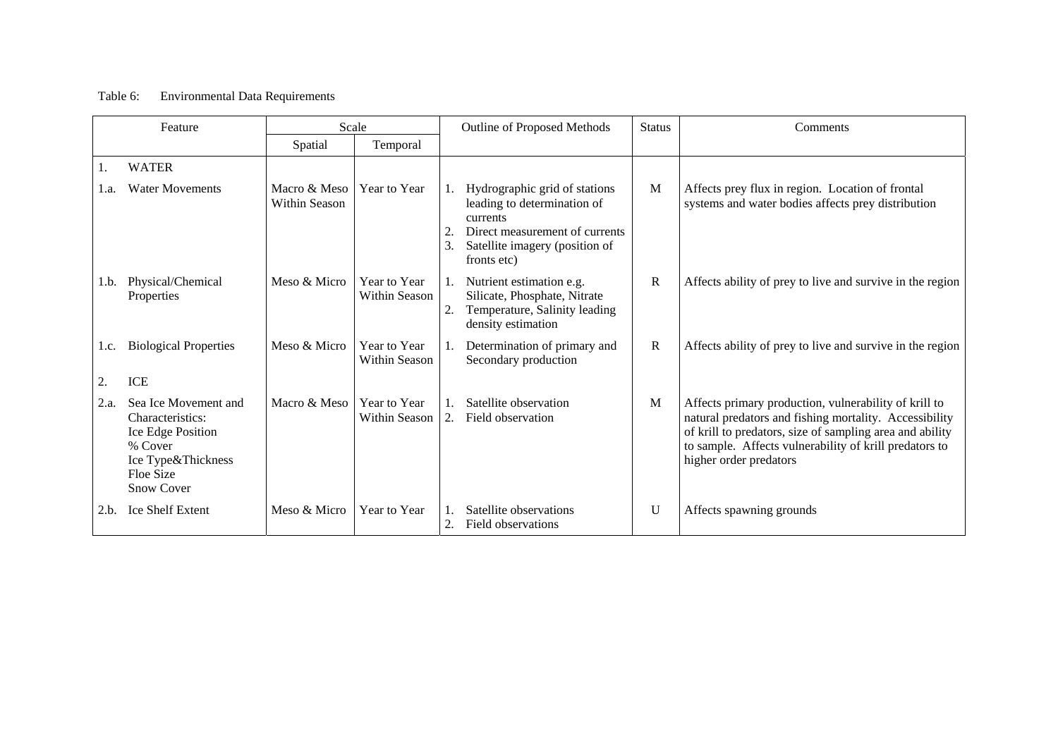Table 6: Environmental Data Requirements

| Feature | | Scale | | Outline of Proposed Methods | Status | Comments |
|---|---|---|---|---|---|---|
| | | Spatial | Temporal | | | |
| 1. | WATER | | | | | |
| 1.a. | Water Movements | Macro & Meso Within Season | Year to Year | 1. Hydrographic grid of stations leading to determination of currents<br>2. Direct measurement of currents<br>3. Satellite imagery (position of fronts etc) | M | Affects prey flux in region. Location of frontal systems and water bodies affects prey distribution |
| 1.b. | Physical/Chemical Properties | Meso & Micro | Year to Year Within Season | 1. Nutrient estimation e.g. Silicate, Phosphate, Nitrate<br>2. Temperature, Salinity leading density estimation | R | Affects ability of prey to live and survive in the region |
| 1.c. | Biological Properties | Meso & Micro | Year to Year Within Season | 1. Determination of primary and Secondary production | R | Affects ability of prey to live and survive in the region |
| 2. | ICE | | | | | |
| 2.a. | Sea Ice Movement and Characteristics:<br>Ice Edge Position<br>% Cover<br>Ice Type&Thickness<br>Floe Size<br>Snow Cover | Macro & Meso | Year to Year Within Season | 1. Satellite observation<br>2. Field observation | M | Affects primary production, vulnerability of krill to natural predators and fishing mortality. Accessibility of krill to predators, size of sampling area and ability to sample. Affects vulnerability of krill predators to higher order predators |
| 2.b. | Ice Shelf Extent | Meso & Micro | Year to Year | 1. Satellite observations<br>2. Field observations | U | Affects spawning grounds |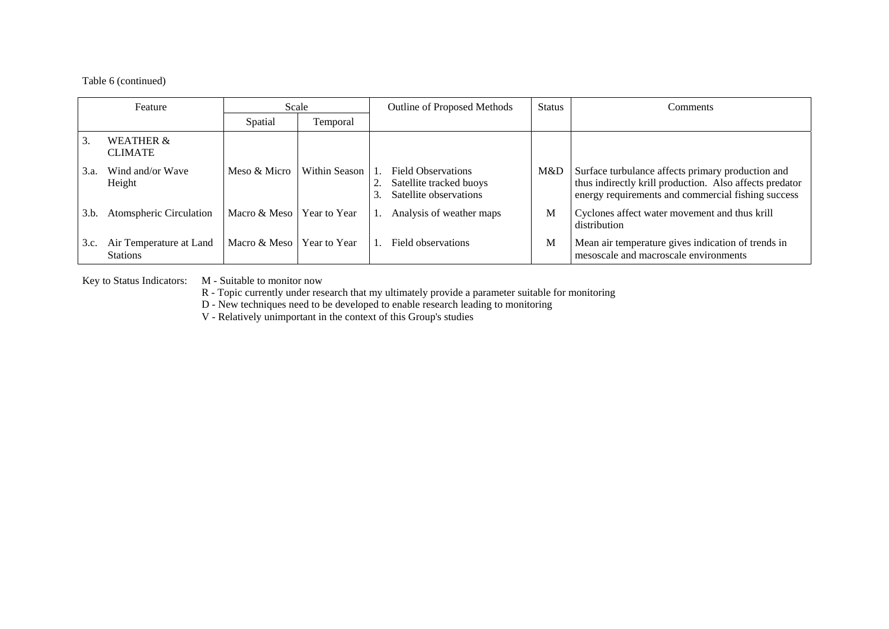Table 6 (continued)

| Feature | | Scale | | Outline of Proposed Methods | Status | Comments |
|---|---|---|---|---|---|---|
| | | Spatial | Temporal | | | |
| 3. | WEATHER & CLIMATE | | | | | |
| 3.a. | Wind and/or Wave Height | Meso & Micro | Within Season | 1. Field Observations<br>2. Satellite tracked buoys<br>3. Satellite observations | M&D | Surface turbulance affects primary production and thus indirectly krill production. Also affects predator energy requirements and commercial fishing success |
| 3.b. | Atomspheric Circulation | Macro & Meso | Year to Year | 1. Analysis of weather maps | M | Cyclones affect water movement and thus krill distribution |
| 3.c. | Air Temperature at Land Stations | Macro & Meso | Year to Year | 1. Field observations | M | Mean air temperature gives indication of trends in mesoscale and macroscale environments |

Key to Status Indicators:
M - Suitable to monitor now
R - Topic currently under research that my ultimately provide a parameter suitable for monitoring
D - New techniques need to be developed to enable research leading to monitoring
V - Relatively unimportant in the context of this Group's studies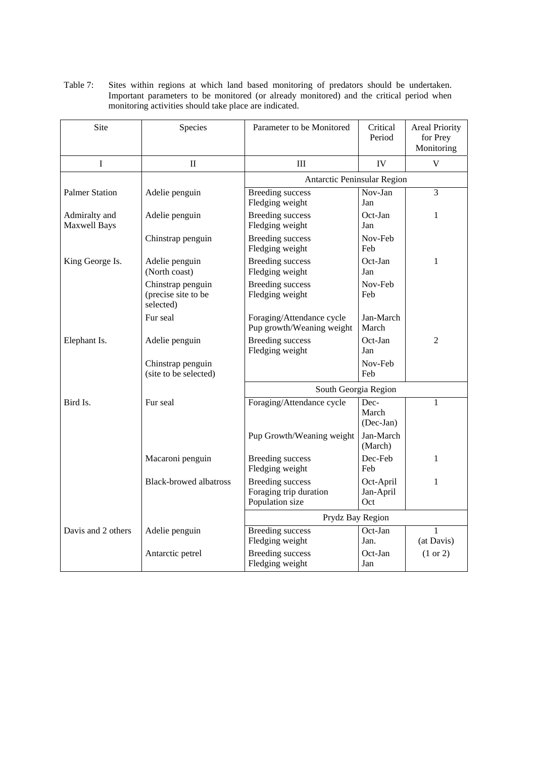Table 7: Sites within regions at which land based monitoring of predators should be undertaken. Important parameters to be monitored (or already monitored) and the critical period when monitoring activities should take place are indicated.

| Site | Species | Parameter to be Monitored | Critical Period | Areal Priority for Prey Monitoring |
|---|---|---|---|---|
| I | II | III | IV | V |
| | | Antarctic Peninsular Region | | |
| Palmer Station | Adelie penguin | Breeding success<br>Fledging weight | Nov-Jan<br>Jan | 3 |
| Admiralty and Maxwell Bays | Adelie penguin | Breeding success<br>Fledging weight | Oct-Jan<br>Jan | 1 |
| | Chinstrap penguin | Breeding success<br>Fledging weight | Nov-Feb<br>Feb | |
| King George Is. | Adelie penguin (North coast) | Breeding success<br>Fledging weight | Oct-Jan<br>Jan | 1 |
| | Chinstrap penguin (precise site to be selected) | Breeding success<br>Fledging weight | Nov-Feb<br>Feb | |
| | Fur seal | Foraging/Attendance cycle<br>Pup growth/Weaning weight | Jan-March<br>March | |
| Elephant Is. | Adelie penguin | Breeding success<br>Fledging weight | Oct-Jan<br>Jan | 2 |
| | Chinstrap penguin (site to be selected) | | Nov-Feb<br>Feb | |
| | | South Georgia Region | | |
| Bird Is. | Fur seal | Foraging/Attendance cycle | Dec-March (Dec-Jan) | 1 |
| | | Pup Growth/Weaning weight | Jan-March (March) | |
| | Macaroni penguin | Breeding success<br>Fledging weight | Dec-Feb<br>Feb | 1 |
| | Black-browed albatross | Breeding success<br>Foraging trip duration<br>Population size | Oct-April<br>Jan-April<br>Oct | 1 |
| | | Prydz Bay Region | | |
| Davis and 2 others | Adelie penguin | Breeding success<br>Fledging weight | Oct-Jan<br>Jan. | 1<br>(at Davis) |
| | Antarctic petrel | Breeding success<br>Fledging weight | Oct-Jan<br>Jan | (1 or 2) |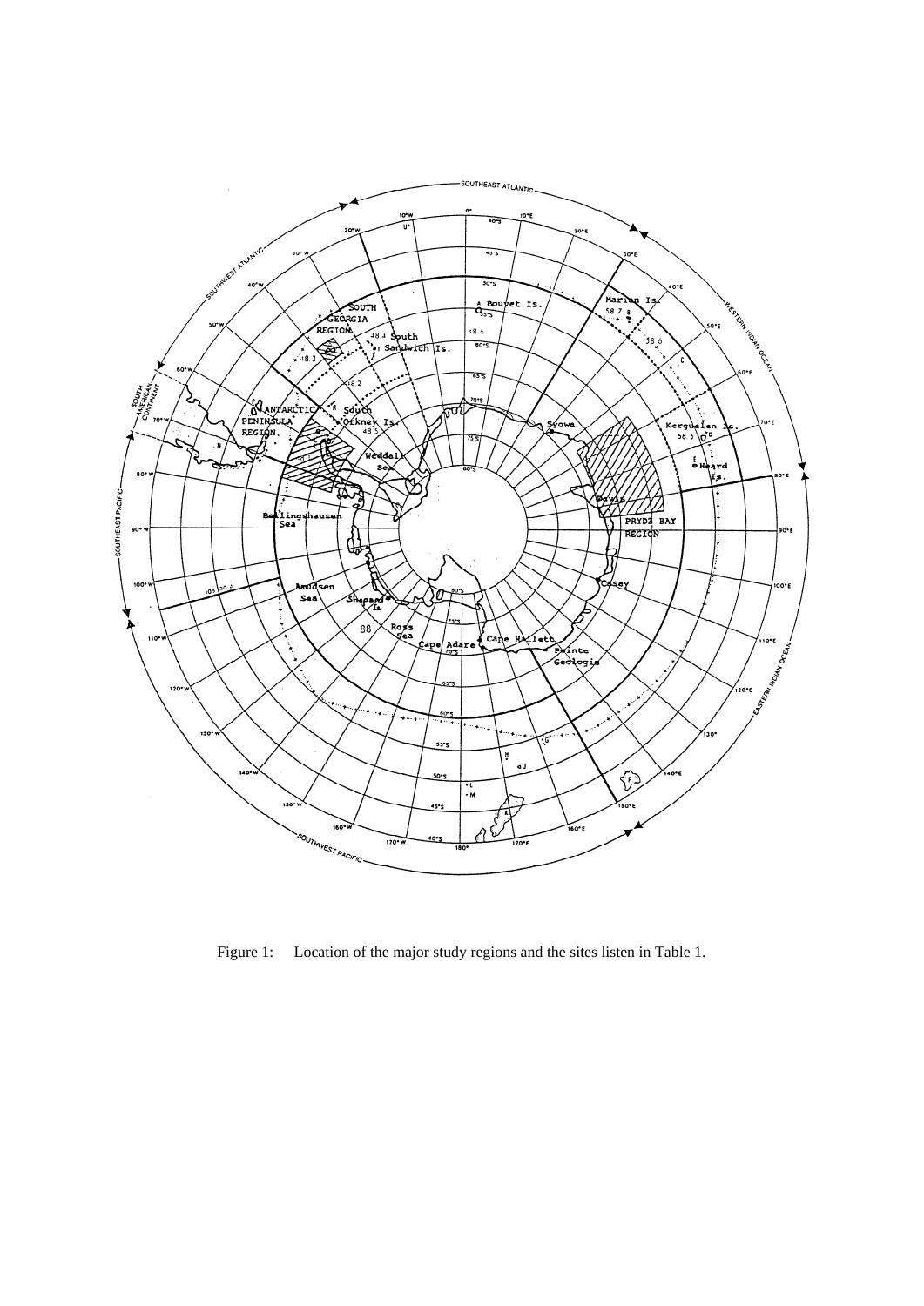Figure 1: Location of the major study regions and the sites listen in Table 1.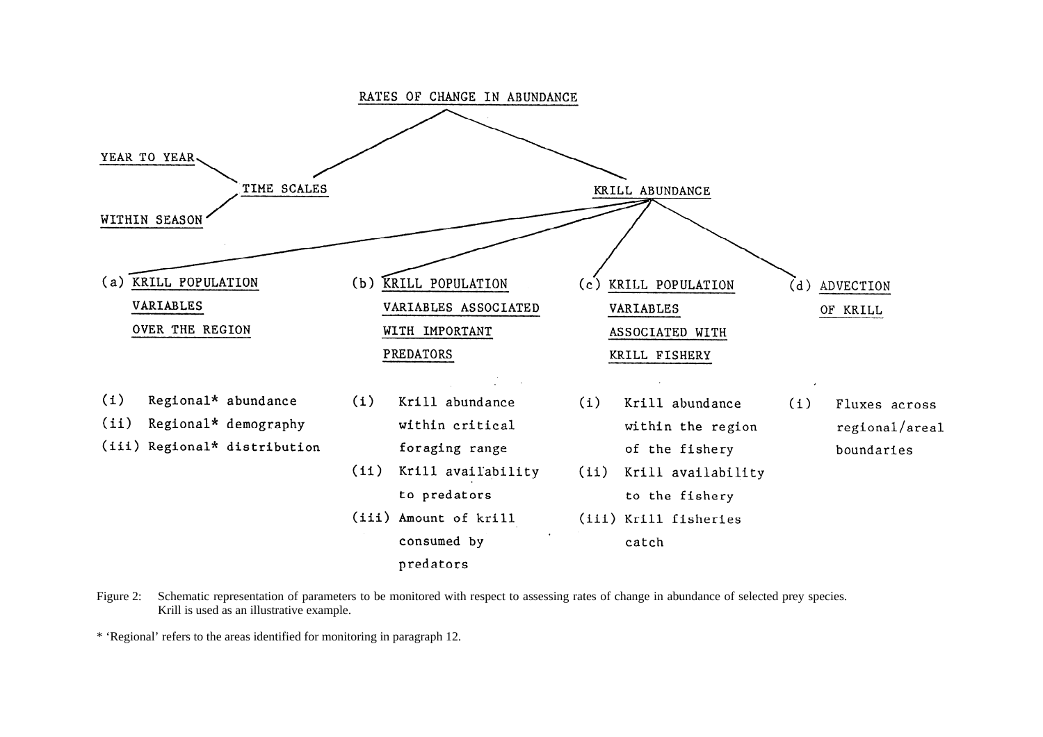RATES OF CHANGE IN ABUNDANCE

- TIME SCALES
  - YEAR TO YEAR
  - WITHIN SEASON
- KRILL ABUNDANCE
  - (a) KRILL POPULATION VARIABLES OVER THE REGION
    - (i) Regional* abundance
    - (ii) Regional* demography
    - (iii) Regional* distribution
  - (b) KRILL POPULATION VARIABLES ASSOCIATED WITH IMPORTANT PREDATORS
    - (i) Krill abundance within critical foraging range
    - (ii) Krill availability to predators
    - (iii) Amount of krill consumed by predators
  - (c) KRILL POPULATION VARIABLES ASSOCIATED WITH KRILL FISHERY
    - (i) Krill abundance within the region of the fishery
    - (ii) Krill availability to the fishery
    - (iii) Krill fisheries catch
  - (d) ADVECTION OF KRILL
    - (i) Fluxes across regional/areal boundaries

Figure 2: Schematic representation of parameters to be monitored with respect to assessing rates of change in abundance of selected prey species. Krill is used as an illustrative example.

* 'Regional' refers to the areas identified for monitoring in paragraph 12.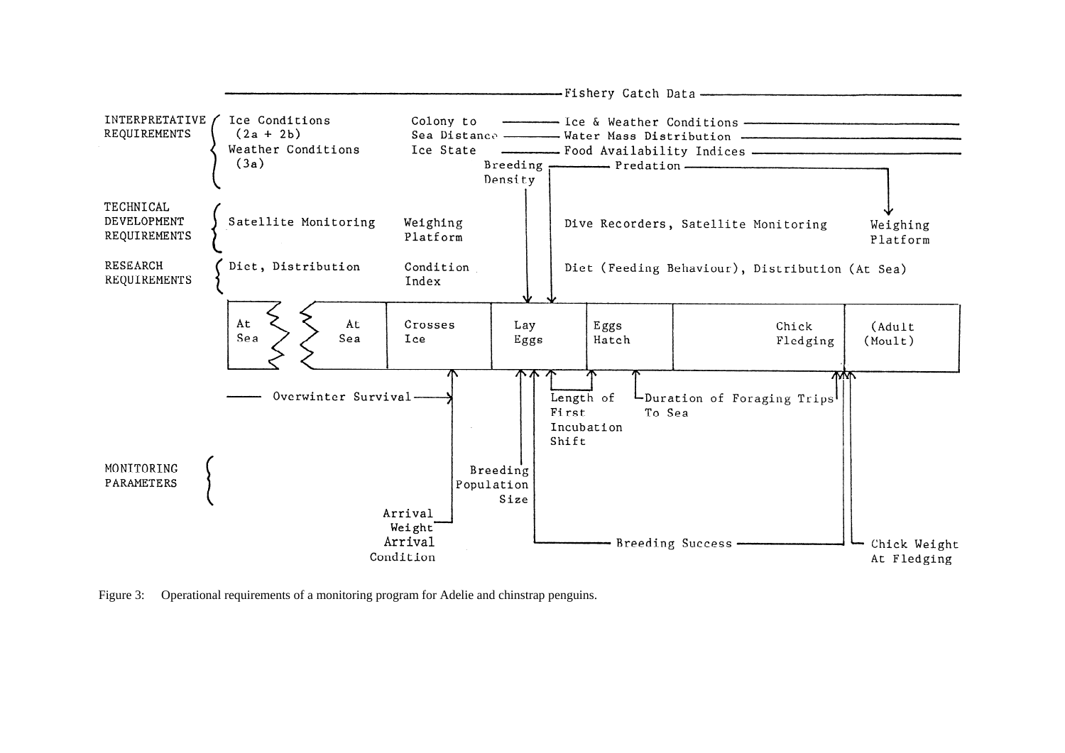Fishery Catch Data

**INTERPRETATIVE REQUIREMENTS**
- Ice Conditions (2a + 2b)
- Weather Conditions (3a)
- Colony to Sea Distance — Water Mass Distribution
- Ice State — Food Availability Indices
- Ice & Weather Conditions
- Breeding Density
- Predation

**TECHNICAL DEVELOPMENT REQUIREMENTS**
- Satellite Monitoring
- Weighing Platform
- Dive Recorders, Satellite Monitoring
- Weighing Platform

**RESEARCH REQUIREMENTS**
- Diet, Distribution
- Condition Index
- Diet (Feeding Behaviour), Distribution (At Sea)

| At Sea | At Sea | Crosses Ice | Lay Eggs | Eggs Hatch | Chick Fledging | (Adult (Moult) |
|---|---|---|---|---|---|---|

**MONITORING PARAMETERS**
- Overwinter Survival
- Arrival Weight
- Arrival Condition
- Breeding Population Size
- Length of First Incubation Shift
- Duration of Foraging Trips To Sea
- Breeding Success
- Chick Weight At Fledging

Figure 3: Operational requirements of a monitoring program for Adelie and chinstrap penguins.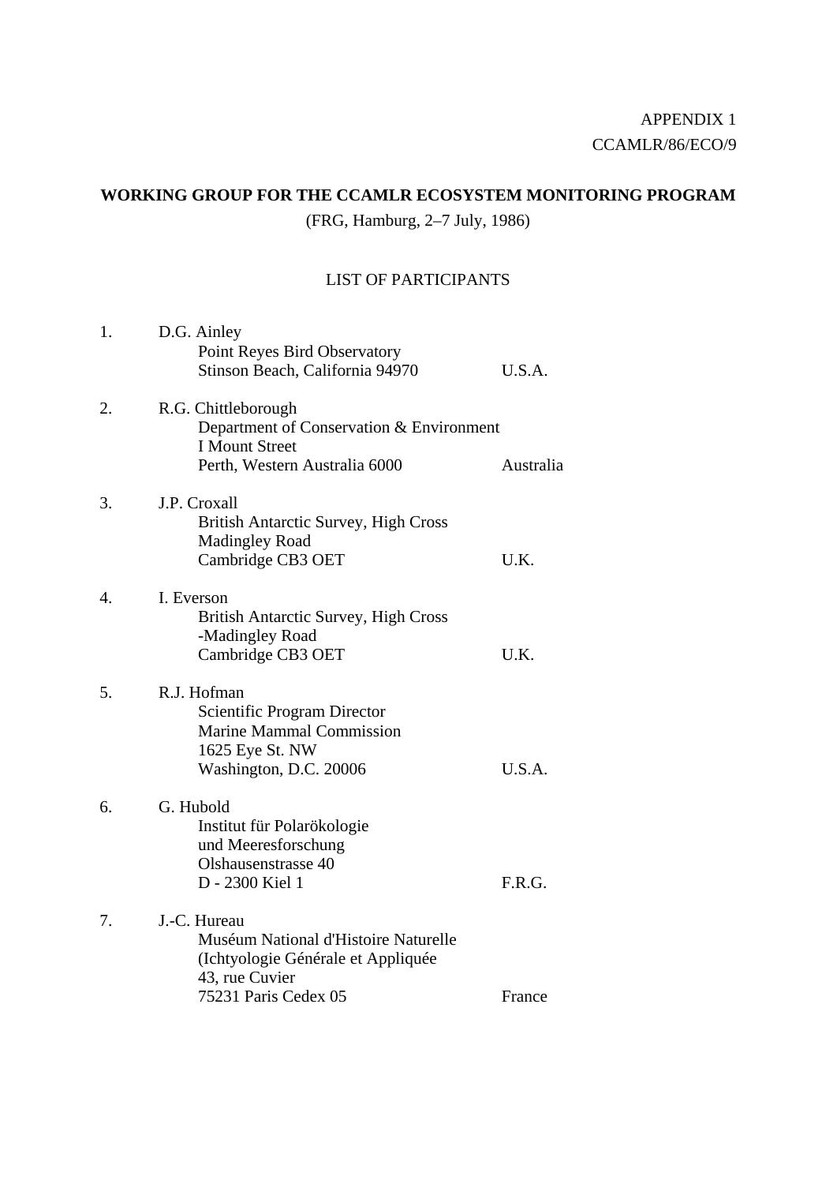APPENDIX 1
CCAMLR/86/ECO/9

**WORKING GROUP FOR THE CCAMLR ECOSYSTEM MONITORING PROGRAM**

(FRG, Hamburg, 2–7 July, 1986)

LIST OF PARTICIPANTS

1. D.G. Ainley
   Point Reyes Bird Observatory
   Stinson Beach, California 94970 — U.S.A.

2. R.G. Chittleborough
   Department of Conservation & Environment
   I Mount Street
   Perth, Western Australia 6000 — Australia

3. J.P. Croxall
   British Antarctic Survey, High Cross
   Madingley Road
   Cambridge CB3 OET — U.K.

4. I. Everson
   British Antarctic Survey, High Cross
   -Madingley Road
   Cambridge CB3 OET — U.K.

5. R.J. Hofman
   Scientific Program Director
   Marine Mammal Commission
   1625 Eye St. NW
   Washington, D.C. 20006 — U.S.A.

6. G. Hubold
   Institut für Polarökologie
   und Meeresforschung
   Olshausenstrasse 40
   D - 2300 Kiel 1 — F.R.G.

7. J.-C. Hureau
   Muséum National d'Histoire Naturelle
   (Ichtyologie Générale et Appliquée
   43, rue Cuvier
   75231 Paris Cedex 05 — France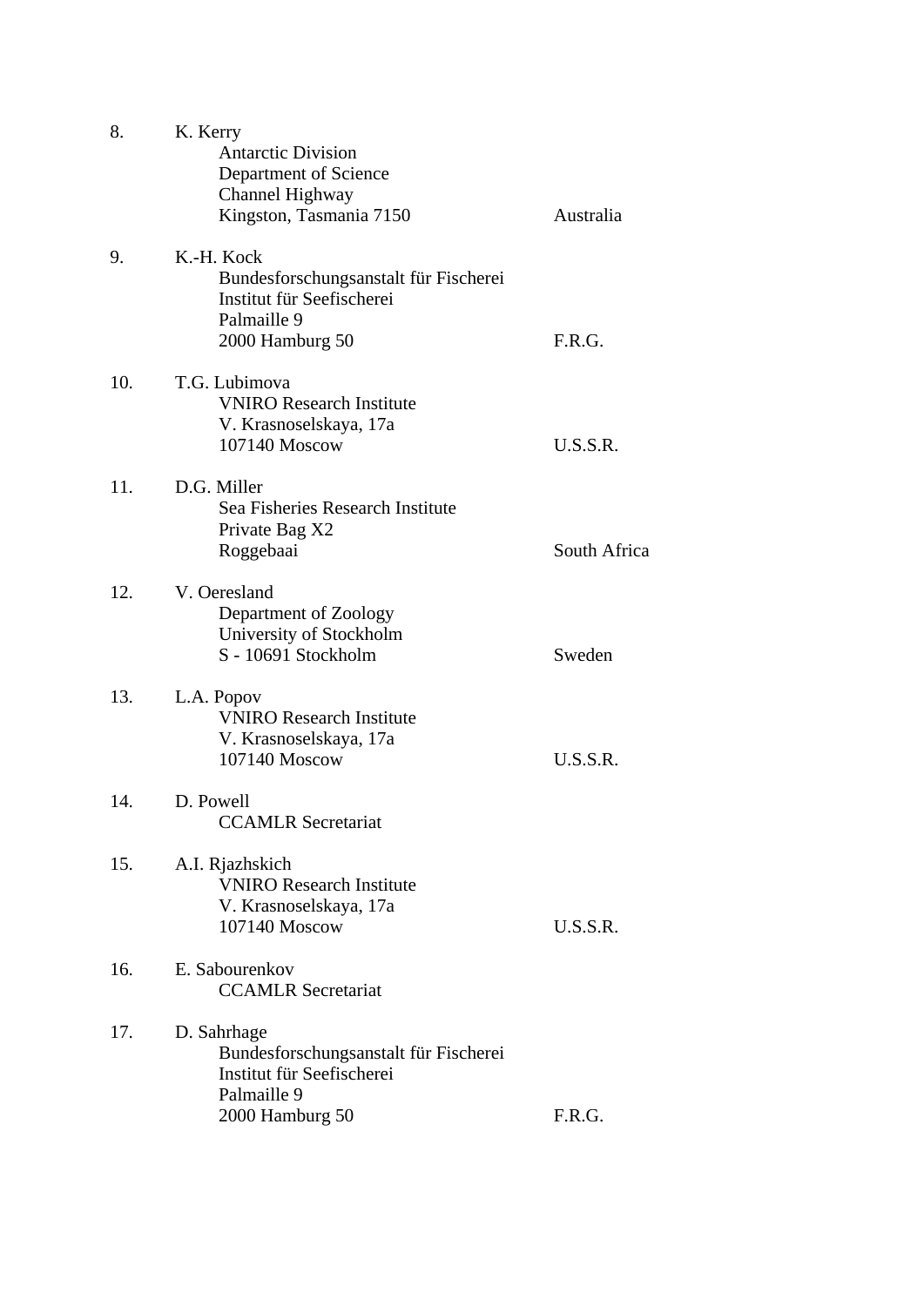8. K. Kerry
   Antarctic Division
   Department of Science
   Channel Highway
   Kingston, Tasmania 7150 — Australia

9. K.-H. Kock
   Bundesforschungsanstalt für Fischerei
   Institut für Seefischerei
   Palmaille 9
   2000 Hamburg 50 — F.R.G.

10. T.G. Lubimova
    VNIRO Research Institute
    V. Krasnoselskaya, 17a
    107140 Moscow — U.S.S.R.

11. D.G. Miller
    Sea Fisheries Research Institute
    Private Bag X2
    Roggebaai — South Africa

12. V. Oeresland
    Department of Zoology
    University of Stockholm
    S - 10691 Stockholm — Sweden

13. L.A. Popov
    VNIRO Research Institute
    V. Krasnoselskaya, 17a
    107140 Moscow — U.S.S.R.

14. D. Powell
    CCAMLR Secretariat

15. A.I. Rjazhskich
    VNIRO Research Institute
    V. Krasnoselskaya, 17a
    107140 Moscow — U.S.S.R.

16. E. Sabourenkov
    CCAMLR Secretariat

17. D. Sahrhage
    Bundesforschungsanstalt für Fischerei
    Institut für Seefischerei
    Palmaille 9
    2000 Hamburg 50 — F.R.G.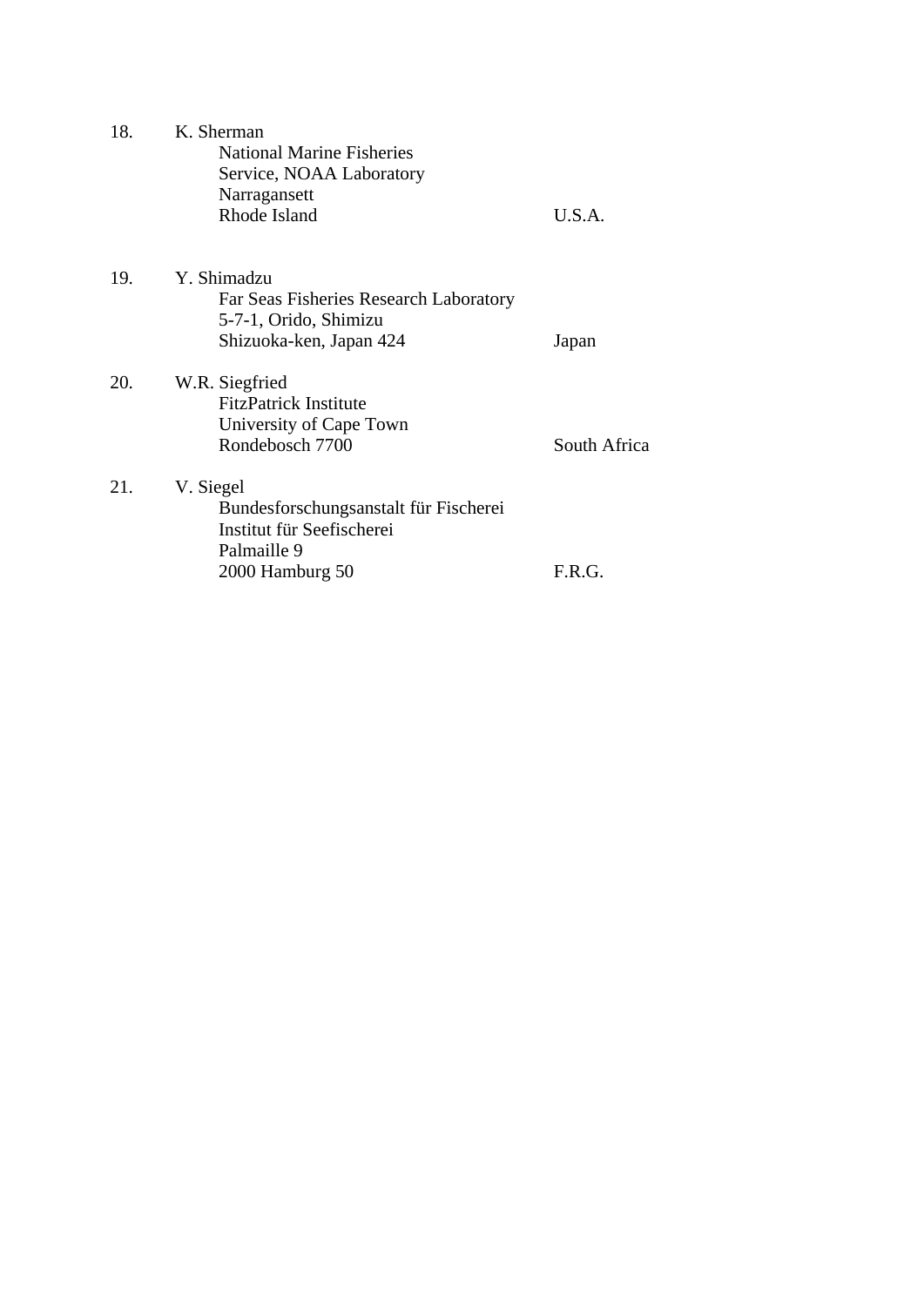18. K. Sherman
    National Marine Fisheries
    Service, NOAA Laboratory
    Narragansett
    Rhode Island — U.S.A.

19. Y. Shimadzu
    Far Seas Fisheries Research Laboratory
    5-7-1, Orido, Shimizu
    Shizuoka-ken, Japan 424 — Japan

20. W.R. Siegfried
    FitzPatrick Institute
    University of Cape Town
    Rondebosch 7700 — South Africa

21. V. Siegel
    Bundesforschungsanstalt für Fischerei
    Institut für Seefischerei
    Palmaille 9
    2000 Hamburg 50 — F.R.G.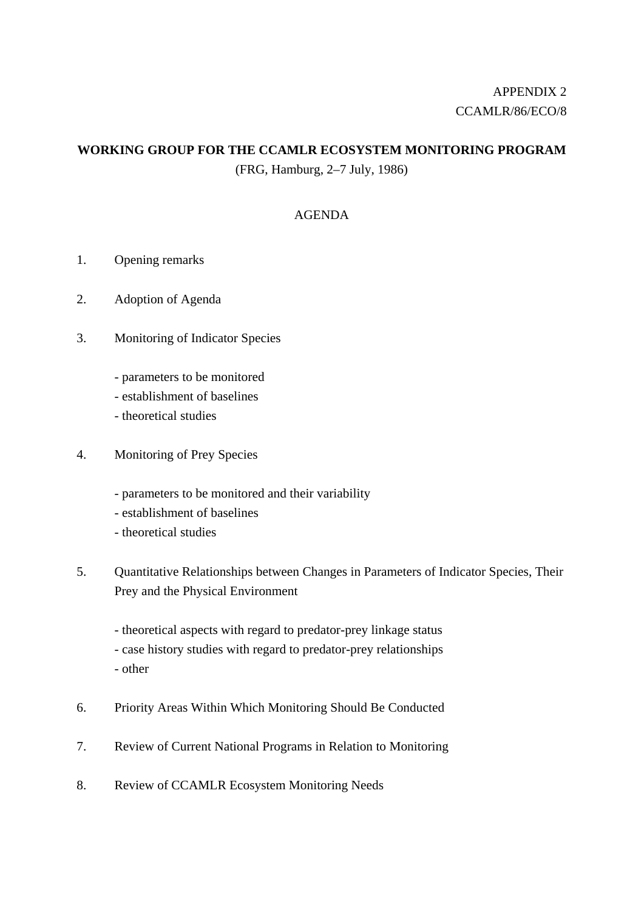APPENDIX 2

CCAMLR/86/ECO/8

**WORKING GROUP FOR THE CCAMLR ECOSYSTEM MONITORING PROGRAM**

(FRG, Hamburg, 2–7 July, 1986)

AGENDA

1. Opening remarks

2. Adoption of Agenda

3. Monitoring of Indicator Species

   - parameters to be monitored
   - establishment of baselines
   - theoretical studies

4. Monitoring of Prey Species

   - parameters to be monitored and their variability
   - establishment of baselines
   - theoretical studies

5. Quantitative Relationships between Changes in Parameters of Indicator Species, Their Prey and the Physical Environment

   - theoretical aspects with regard to predator-prey linkage status
   - case history studies with regard to predator-prey relationships
   - other

6. Priority Areas Within Which Monitoring Should Be Conducted

7. Review of Current National Programs in Relation to Monitoring

8. Review of CCAMLR Ecosystem Monitoring Needs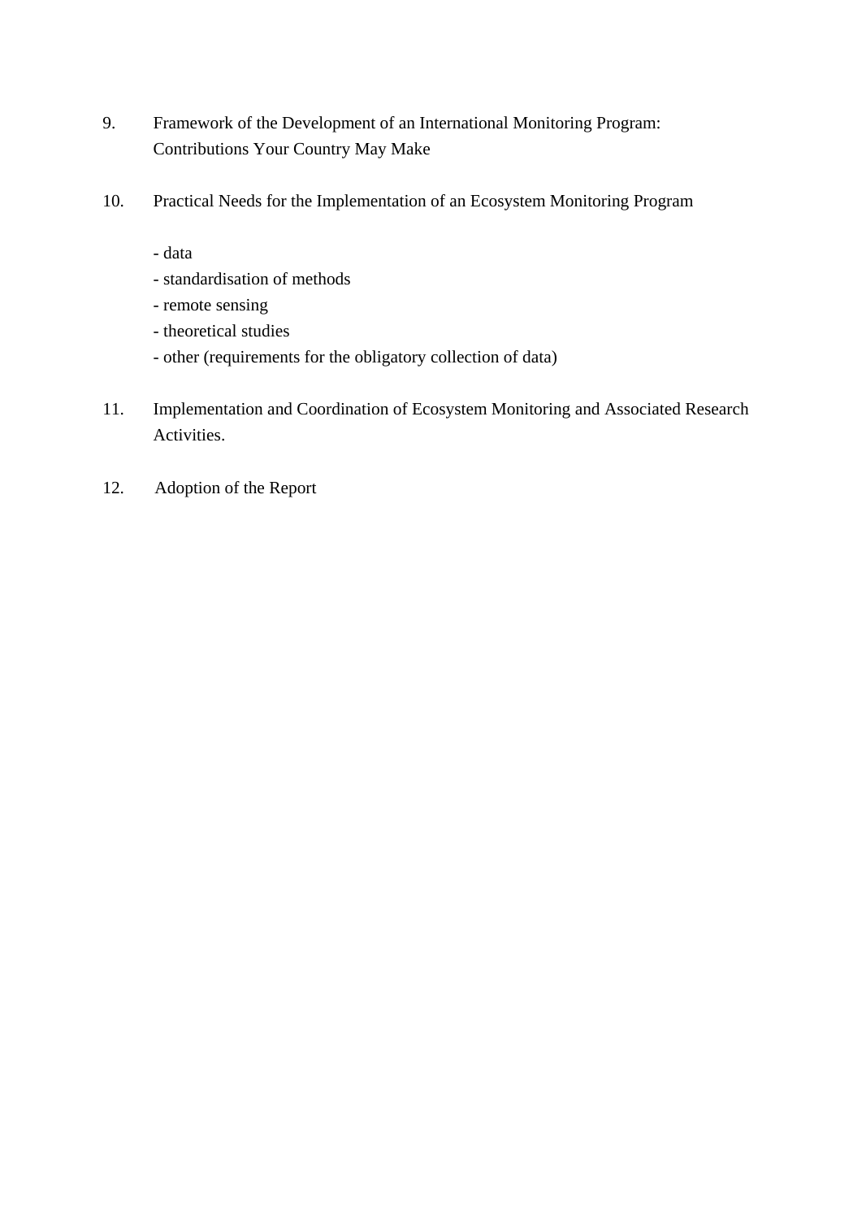9. Framework of the Development of an International Monitoring Program: Contributions Your Country May Make

10. Practical Needs for the Implementation of an Ecosystem Monitoring Program

    - data
    - standardisation of methods
    - remote sensing
    - theoretical studies
    - other (requirements for the obligatory collection of data)

11. Implementation and Coordination of Ecosystem Monitoring and Associated Research Activities.

12. Adoption of the Report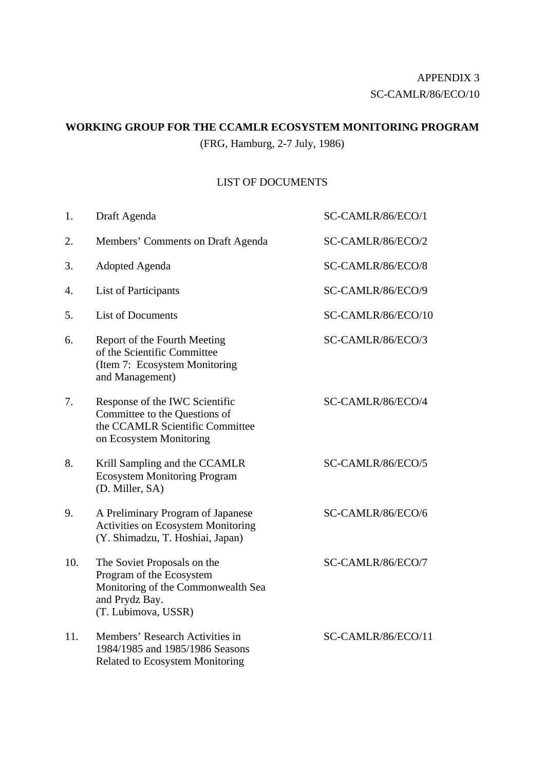APPENDIX 3

SC-CAMLR/86/ECO/10

**WORKING GROUP FOR THE CCAMLR ECOSYSTEM MONITORING PROGRAM**

(FRG, Hamburg, 2-7 July, 1986)

LIST OF DOCUMENTS

| No. | Title | Document |
|---|---|---|
| 1. | Draft Agenda | SC-CAMLR/86/ECO/1 |
| 2. | Members' Comments on Draft Agenda | SC-CAMLR/86/ECO/2 |
| 3. | Adopted Agenda | SC-CAMLR/86/ECO/8 |
| 4. | List of Participants | SC-CAMLR/86/ECO/9 |
| 5. | List of Documents | SC-CAMLR/86/ECO/10 |
| 6. | Report of the Fourth Meeting of the Scientific Committee (Item 7: Ecosystem Monitoring and Management) | SC-CAMLR/86/ECO/3 |
| 7. | Response of the IWC Scientific Committee to the Questions of the CCAMLR Scientific Committee on Ecosystem Monitoring | SC-CAMLR/86/ECO/4 |
| 8. | Krill Sampling and the CCAMLR Ecosystem Monitoring Program (D. Miller, SA) | SC-CAMLR/86/ECO/5 |
| 9. | A Preliminary Program of Japanese Activities on Ecosystem Monitoring (Y. Shimadzu, T. Hoshiai, Japan) | SC-CAMLR/86/ECO/6 |
| 10. | The Soviet Proposals on the Program of the Ecosystem Monitoring of the Commonwealth Sea and Prydz Bay. (T. Lubimova, USSR) | SC-CAMLR/86/ECO/7 |
| 11. | Members' Research Activities in 1984/1985 and 1985/1986 Seasons Related to Ecosystem Monitoring | SC-CAMLR/86/ECO/11 |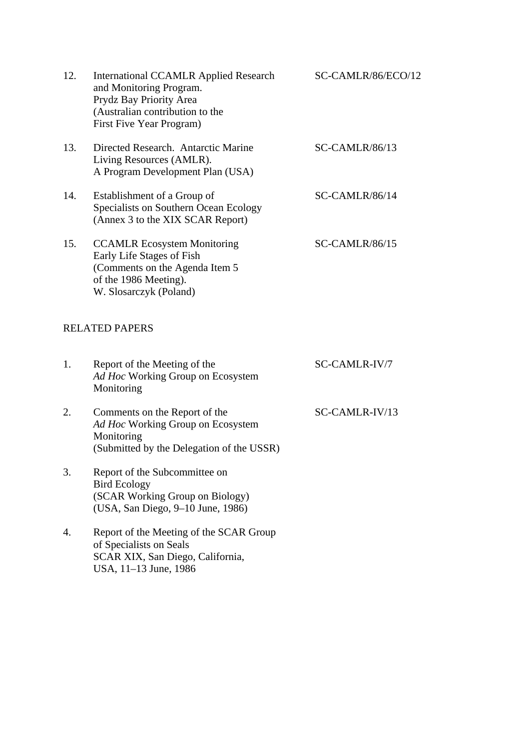| | | |
|---|---|---|
| 12. | International CCAMLR Applied Research and Monitoring Program. Prydz Bay Priority Area (Australian contribution to the First Five Year Program) | SC-CAMLR/86/ECO/12 |
| 13. | Directed Research. Antarctic Marine Living Resources (AMLR). A Program Development Plan (USA) | SC-CAMLR/86/13 |
| 14. | Establishment of a Group of Specialists on Southern Ocean Ecology (Annex 3 to the XIX SCAR Report) | SC-CAMLR/86/14 |
| 15. | CCAMLR Ecosystem Monitoring Early Life Stages of Fish (Comments on the Agenda Item 5 of the 1986 Meeting). W. Slosarczyk (Poland) | SC-CAMLR/86/15 |

RELATED PAPERS

| | | |
|---|---|---|
| 1. | Report of the Meeting of the *Ad Hoc* Working Group on Ecosystem Monitoring | SC-CAMLR-IV/7 |
| 2. | Comments on the Report of the *Ad Hoc* Working Group on Ecosystem Monitoring (Submitted by the Delegation of the USSR) | SC-CAMLR-IV/13 |
| 3. | Report of the Subcommittee on Bird Ecology (SCAR Working Group on Biology) (USA, San Diego, 9–10 June, 1986) | |
| 4. | Report of the Meeting of the SCAR Group of Specialists on Seals SCAR XIX, San Diego, California, USA, 11–13 June, 1986 | |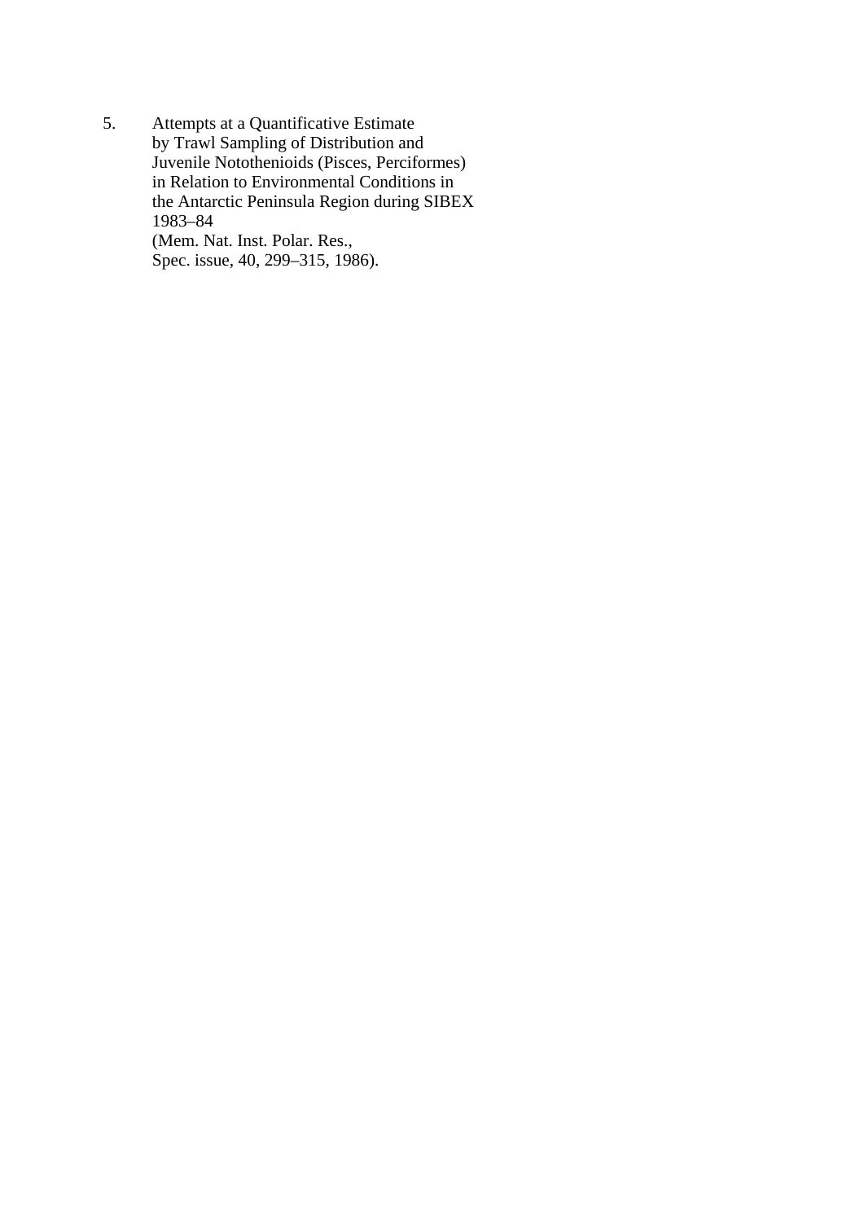5. Attempts at a Quantificative Estimate by Trawl Sampling of Distribution and Juvenile Notothenioids (Pisces, Perciformes) in Relation to Environmental Conditions in the Antarctic Peninsula Region during SIBEX 1983–84 (Mem. Nat. Inst. Polar. Res., Spec. issue, 40, 299–315, 1986).